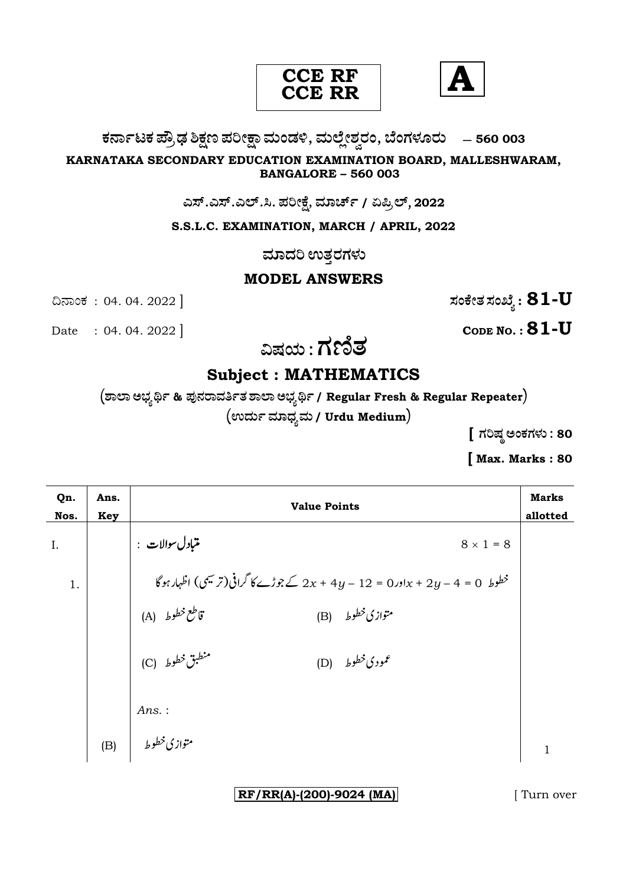**CCE RF**
**CCE RR**

**A**

**ಕರ್ನಾಟಕ ಪ್ರೌಢ ಶಿಕ್ಷಣ ಪರೀಕ್ಷಾ ಮಂಡಳಿ, ಮಲ್ಲೇಶ್ವರಂ, ಬೆಂಗಳೂರು — 560 003**

**KARNATAKA SECONDARY EDUCATION EXAMINATION BOARD, MALLESHWARAM, BANGALORE – 560 003**

**ಎಸ್.ಎಸ್.ಎಲ್.ಸಿ. ಪರೀಕ್ಷೆ, ಮಾರ್ಚ್ / ಏಪ್ರಿಲ್, 2022**

**S.S.L.C. EXAMINATION, MARCH / APRIL, 2022**

**ಮಾದರಿ ಉತ್ತರಗಳು**

**MODEL ANSWERS**

ದಿನಾಂಕ : 04. 04. 2022 ] **ಸಂಕೇತ ಸಂಖ್ಯೆ : 81-U**

Date : 04. 04. 2022 ] **CODE NO. : 81-U**

# ವಿಷಯ : ಗಣಿತ

## Subject : MATHEMATICS

**(ಶಾಲಾ ಅಭ್ಯರ್ಥಿ & ಪುನರಾವರ್ತಿತ ಶಾಲಾ ಅಭ್ಯರ್ಥಿ / Regular Fresh & Regular Repeater)**

**(ಉರ್ದು ಮಾಧ್ಯಮ / Urdu Medium)**

**[ ಗರಿಷ್ಠ ಅಂಕಗಳು : 80**

**[ Max. Marks : 80**

| Qn. Nos. | Ans. Key | Value Points | Marks allotted |
|---|---|---|---|
| I. | | **متبادل سوالات :** $8 \times 1 = 8$ | |
| 1. | | خطوط $x + 2y - 4 = 0$ اور $2x + 4y - 12 = 0$ کے جوڑے کا گرافی (ترسیمی) اظہار ہوگا | |
| | | (A) قاطع خطوط (B) متوازی خطوط | |
| | | (C) منطبق خطوط (D) عمودی خطوط | |
| | | *Ans.* : | |
| | (B) | متوازی خطوط | 1 |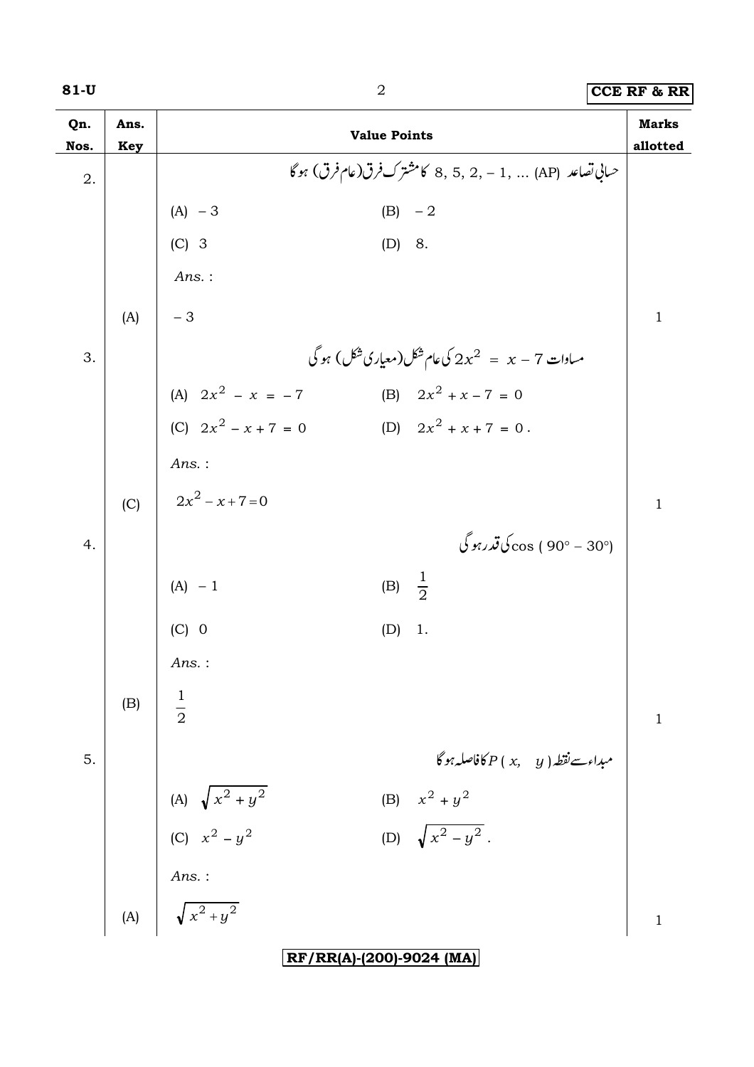| Qn. Nos. | Ans. Key | Value Points | Marks allotted |
|---|---|---|---|
| 2. | | حسابی تصاعد (AP) ... ,1 – ,2 ,5 ,8 کا مشترک فرق(عام فرق) ہوگا | |
| | | (A) $-3$ (B) $-2$ | |
| | | (C) $3$ (D) $8$. | |
| | | *Ans.* : | |
| | (A) | $-3$ | 1 |
| 3. | | مساوات $2x^2 = x - 7$ کی عام شکل(معیاری شکل) ہوگی | |
| | | (A) $2x^2 - x = -7$ (B) $2x^2 + x - 7 = 0$ | |
| | | (C) $2x^2 - x + 7 = 0$ (D) $2x^2 + x + 7 = 0$. | |
| | | *Ans.* : | |
| | (C) | $2x^2 - x + 7 = 0$ | 1 |
| 4. | | $\cos(90° - 30°)$ کی قدر ہوگی | |
| | | (A) $-1$ (B) $\frac{1}{2}$ | |
| | | (C) $0$ (D) $1$. | |
| | | *Ans.* : | |
| | (B) | $\frac{1}{2}$ | 1 |
| 5. | | مبداء سے نقطہ $P(x, y)$ کا فاصلہ ہوگا | |
| | | (A) $\sqrt{x^2 + y^2}$ (B) $x^2 + y^2$ | |
| | | (C) $x^2 - y^2$ (D) $\sqrt{x^2 - y^2}$. | |
| | | *Ans.* : | |
| | (A) | $\sqrt{x^2 + y^2}$ | 1 |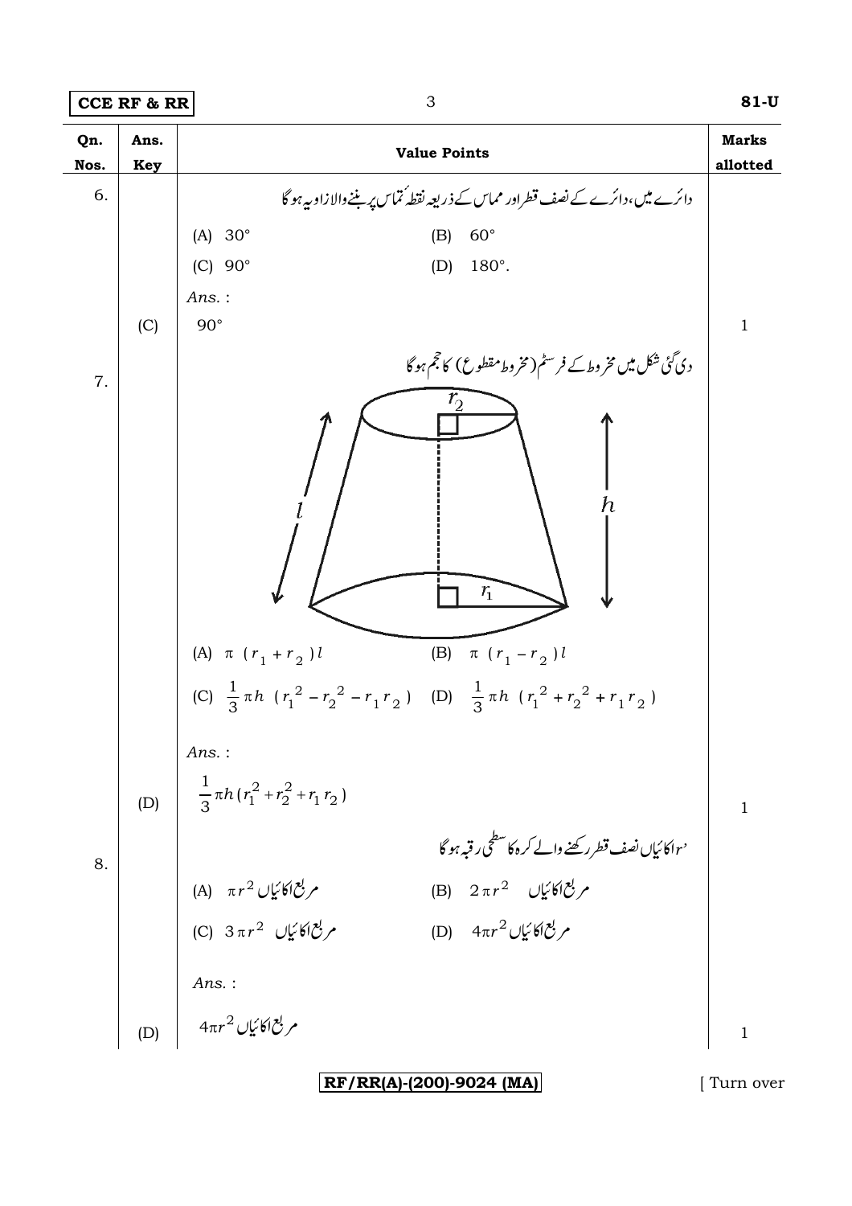| Qn. Nos. | Ans. Key | Value Points | Marks allotted |
|---|---|---|---|
| 6. | | دائرے میں، دائرے کے نصف قطر اور مماس کے ذریعہ نقطۂ تماس پر بننے والا زاویہ ہوگا | |
| | | (A) $30°$ (B) $60°$ | |
| | | (C) $90°$ (D) $180°$. | |
| | | *Ans.* : | |
| | (C) | $90°$ | 1 |
| 7. | | دی گئی شکل میں مخروط کے فرسٹم (مخروط مقطوع) کا حجم ہوگا | |
| | | (A) $\pi\ (r_1 + r_2)\ l$ (B) $\pi\ (r_1 - r_2)\ l$ | |
| | | (C) $\frac{1}{3}\pi h\ (r_1^2 - r_2^2 - r_1 r_2)$ (D) $\frac{1}{3}\pi h\ (r_1^2 + r_2^2 + r_1 r_2)$ | |
| | | *Ans.* : | |
| | (D) | $\frac{1}{3}\pi h (r_1^2 + r_2^2 + r_1 r_2)$ | 1 |
| 8. | | $r$ اکائیاں نصف قطر رکھنے والے کرہ کا سطحی رقبہ ہوگا | |
| | | (A) $\pi r^2$ مربع اکائیاں (B) $2\pi r^2$ مربع اکائیاں | |
| | | (C) $3\pi r^2$ مربع اکائیاں (D) $4\pi r^2$ مربع اکائیاں | |
| | | *Ans.* : | |
| | (D) | $4\pi r^2$ مربع اکائیاں | 1 |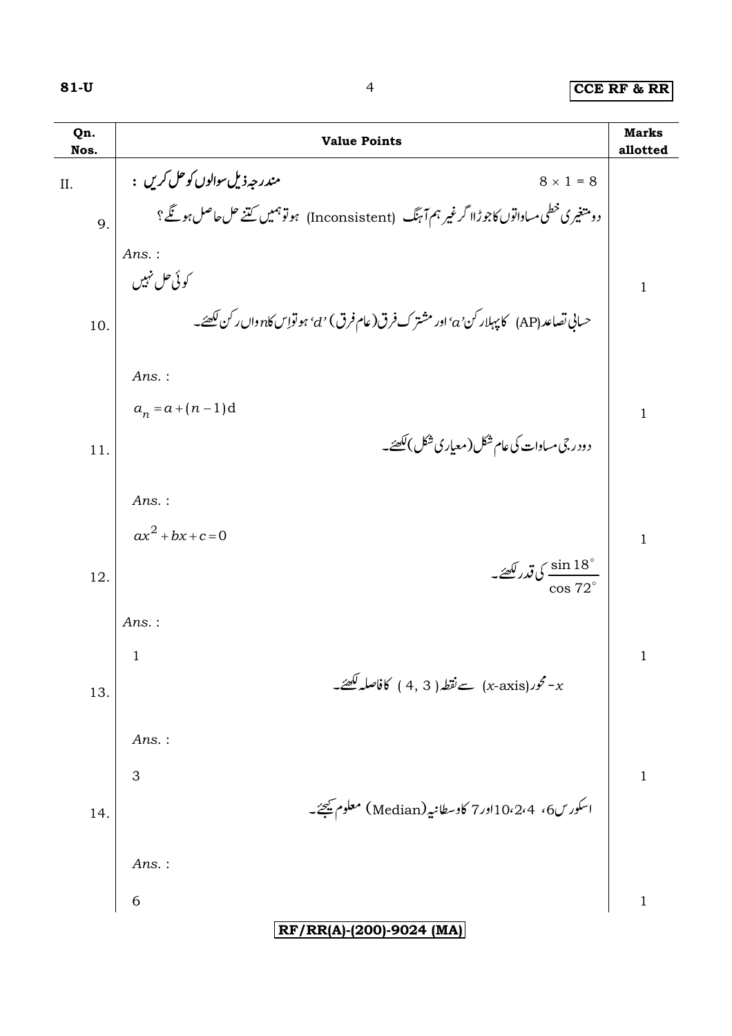| Qn. Nos. | Value Points | Marks allotted |
|---|---|---|
| II. | مندرجہ ذیل سوالوں کو حل کریں : $8 \times 1 = 8$ | |
| 9. | دو متغیری خطی مساواتوں کا جوڑا اگر غیر ہم آہنگ (Inconsistent) ہو تو ہمیں کتنے حل حاصل ہونگے ؟ | |
| | *Ans.* : کوئی حل نہیں | 1 |
| 10. | حسابی تصاعد (AP) کا پہلا رکن '$a$' اور مشترک فرق (عام فرق) '$d$' ہو تو اِس کا $n$واں رکن لکھئے۔ | |
| | *Ans.* : $a_n = a + (n-1)d$ | 1 |
| 11. | دو درجی مساوات کی عام شکل (معیاری شکل) لکھئے۔ | |
| | *Ans.* : $ax^2 + bx + c = 0$ | 1 |
| 12. | $\dfrac{\sin 18^\circ}{\cos 72^\circ}$ کی قدر لکھئے۔ | |
| | *Ans.* : 1 | 1 |
| 13. | $x$- محور ($x$-axis) سے نقطہ ( 4, 3 ) کا فاصلہ لکھئے۔ | |
| | *Ans.* : 3 | 1 |
| 14. | اسکورس 6، 4، 2، 10 اور 7 کا وسطانیہ (Median) معلوم کیجئے۔ | |
| | *Ans.* : 6 | 1 |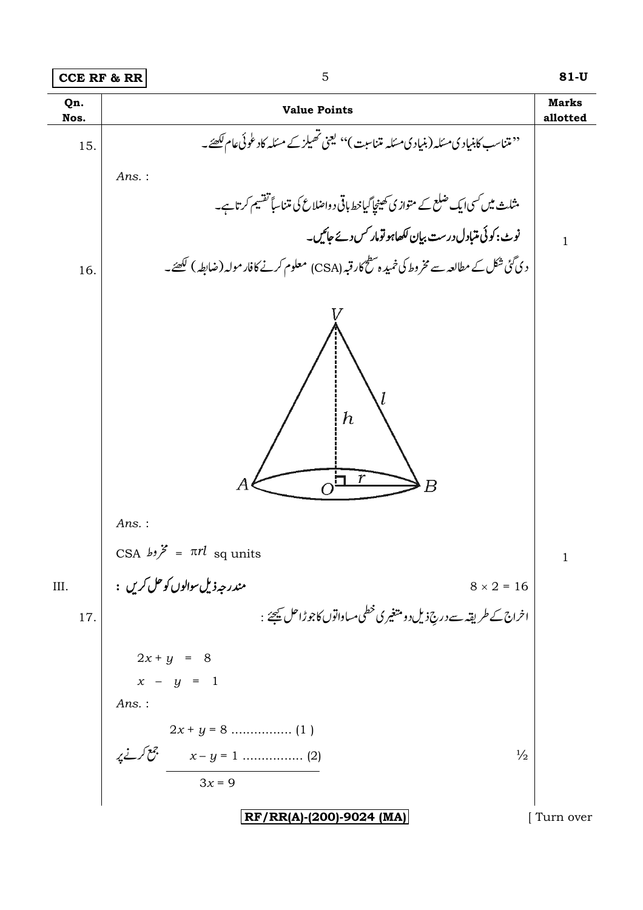| Qn. Nos. | Value Points | Marks allotted |
|---|---|---|
| 15. | ''متناسب کا بنیادی مسئلہ (بنیادی مسئلہ تناسبت)'' یعنی تھیلز کے مسئلہ کا دعوئی عام لکھئے۔ | |
| | *Ans.* : | |
| | مثلث میں کسی ایک ضلع کے متوازی کھینچا گیا خط باقی دو اضلاع کی متناسباً تقسیم کرتا ہے۔ | |
| | **نوٹ: کوئی متبادل درست بیان لکھا ہو تو مارکس دیے جائیں۔** | 1 |
| 16. | دی گئی شکل کے مطالعہ سے مخروط کی خمیدہ سطح کا رقبہ (CSA) معلوم کرنے کا فارمولہ (ضابطہ) لکھئے۔ | |
| | *Ans.* : | |
| | CSA مخروط = $\pi rl$ sq units | 1 |
| III. | **مندرجہ ذیل سوالوں کو حل کریں :** $8 \times 2 = 16$ | |
| 17. | اخراج کے طریقہ سے درجِ ذیل دو متغیری خطی مساواتوں کا جوڑا حل کیجئے : | |
| | $2x + y = 8$ <br> $x - y = 1$ | |
| | *Ans.* : | |
| | $2x + y = 8$ ................ (1) <br> جمع کرنے پر $x - y = 1$ ................ (2) | ½ |
| | $3x = 9$ | |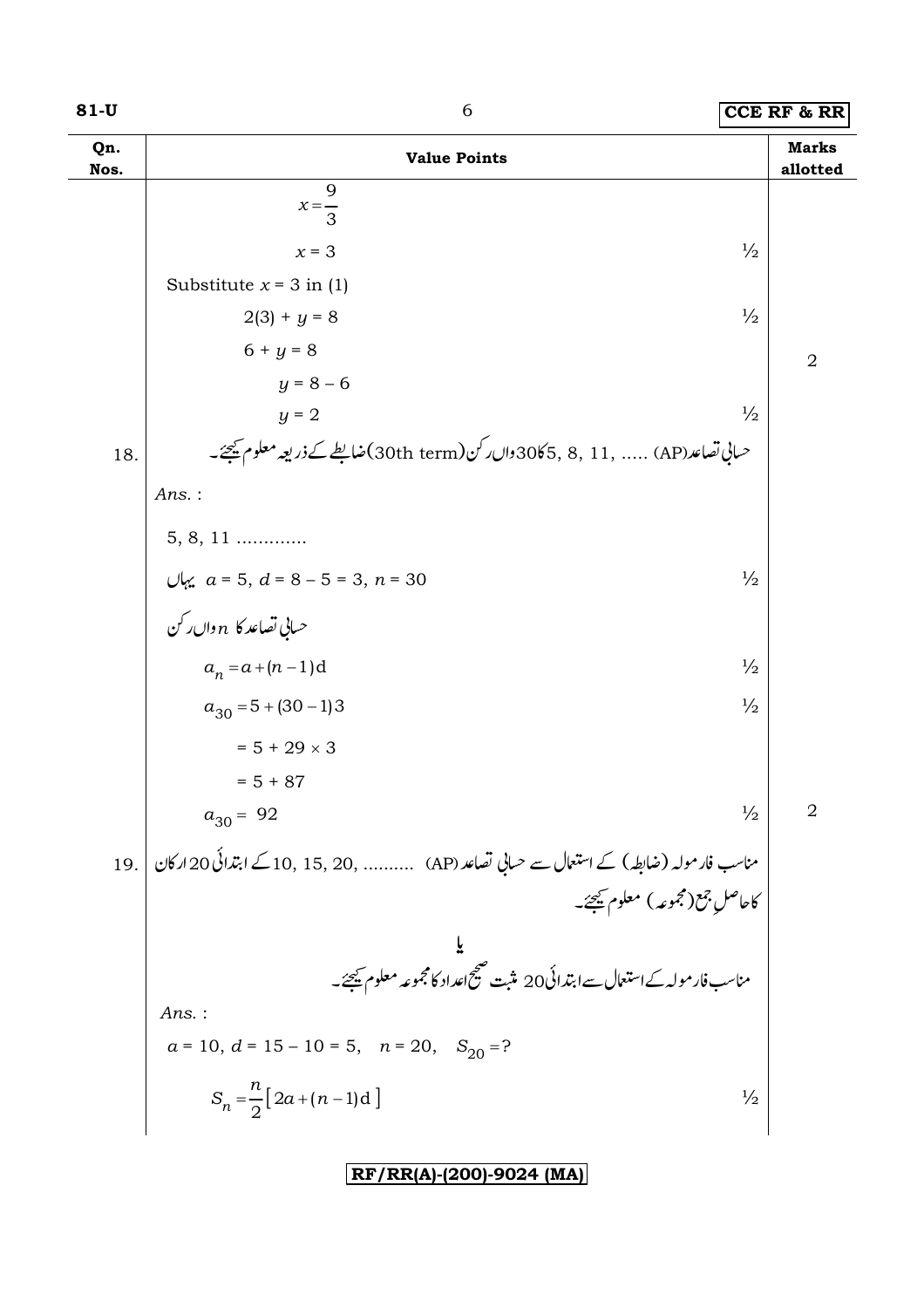| Qn. Nos. | Value Points | | Marks allotted |
|---|---|---|---|
| | $x = \frac{9}{3}$ | | |
| | $x = 3$ | ½ | |
| | Substitute $x = 3$ in (1) | | |
| | $2(3) + y = 8$ | ½ | |
| | $6 + y = 8$ | | 2 |
| | $y = 8 - 6$ | | |
| | $y = 2$ | ½ | |
| 18. | حسابی تصاعد(AP) ..... ,11 ,8 ,5 کا 30واں رکن(30th term)ضابطے کے ذریعہ معلوم کیجئے۔ | | |
| | *Ans.* : | | |
| | 5, 8, 11 ............ | | |
| | یہاں $a = 5$, $d = 8 - 5 = 3$, $n = 30$ | ½ | |
| | حسابی تصاعد کا $n$ واں رکن | | |
| | $a_n = a + (n-1)d$ | ½ | |
| | $a_{30} = 5 + (30-1)3$ | ½ | |
| | $= 5 + 29 \times 3$ | | |
| | $= 5 + 87$ | | |
| | $a_{30} = 92$ | ½ | 2 |
| 19. | مناسب فارمولہ (ضابطہ) کے استعمال سے حسابی تصاعد(AP) .......... ,20 ,15 ,10 کے ابتدائی 20 ارکان کا حاصلِ جمع(مجموعہ) معلوم کیجئے۔ | | |
| | یا | | |
| | مناسب فارمولہ کے استعمال سے ابتدائی 20 مثبت صحیح اعداد کا مجموعہ معلوم کیجئے۔ | | |
| | *Ans.* : | | |
| | $a = 10$, $d = 15 - 10 = 5$, $n = 20$, $S_{20} = ?$ | | |
| | $S_n = \frac{n}{2}[2a + (n-1)d]$ | ½ | |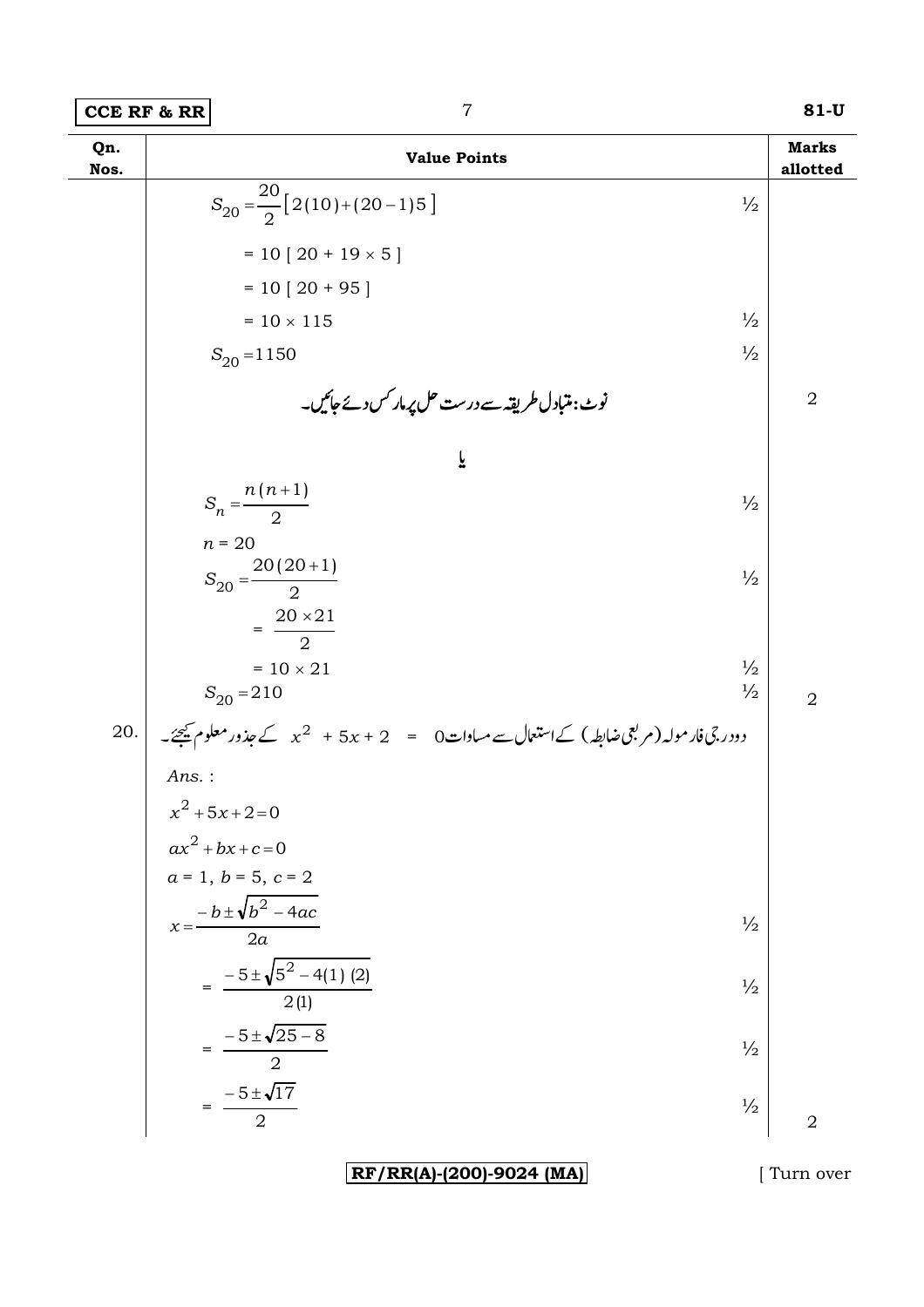| Qn. Nos. | Value Points | | Marks allotted |
|---|---|---|---|
| | $S_{20} = \frac{20}{2}[2(10)+(20-1)5]$ | ½ | |
| | $= 10 [ 20 + 19 \times 5 ]$ | | |
| | $= 10 [ 20 + 95 ]$ | | |
| | $= 10 \times 115$ | ½ | |
| | $S_{20} = 1150$ | ½ | |
| | نوٹ: متبادل طریقہ سے درست حل پر مارکس دئے جائیں۔ | | 2 |
| | یا | | |
| | $S_n = \frac{n(n+1)}{2}$ | ½ | |
| | $n = 20$ | | |
| | $S_{20} = \frac{20(20+1)}{2}$ | ½ | |
| | $= \frac{20 \times 21}{2}$ | | |
| | $= 10 \times 21$ | ½ | |
| | $S_{20} = 210$ | ½ | 2 |
| 20. | دودرجی فارمولہ (مربعی ضابطہ) کے استعمال سے مساوات $x^2 + 5x + 2 = 0$ کے جذور معلوم کیجئے۔ | | |
| | *Ans.* : | | |
| | $x^2 + 5x + 2 = 0$ | | |
| | $ax^2 + bx + c = 0$ | | |
| | $a = 1,\ b = 5,\ c = 2$ | | |
| | $x = \frac{-b \pm \sqrt{b^2 - 4ac}}{2a}$ | ½ | |
| | $= \frac{-5 \pm \sqrt{5^2 - 4(1)(2)}}{2(1)}$ | ½ | |
| | $= \frac{-5 \pm \sqrt{25 - 8}}{2}$ | ½ | |
| | $= \frac{-5 \pm \sqrt{17}}{2}$ | ½ | 2 |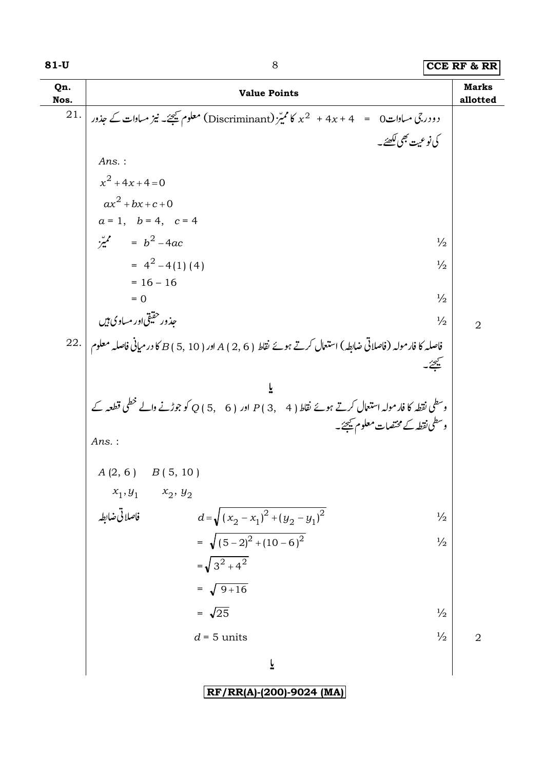| Qn. Nos. | Value Points | Marks allotted |
|---|---|---|
| 21. | دو درجی مساوات $x^2 + 4x + 4 = 0$ کا ممیّز (Discriminant) معلوم کیجئے۔ نیز مساوات کے جذور کی نوعیت بھی لکھئے۔ | |
| | *Ans.* : | |
| | $x^2 + 4x + 4 = 0$ | |
| | $ax^2 + bx + c + 0$ | |
| | $a = 1, \quad b = 4, \quad c = 4$ | |
| | ممیّز $= b^2 - 4ac$ ½ | |
| | $= 4^2 - 4(1)(4)$ ½ | |
| | $= 16 - 16$ | |
| | $= 0$ ½ | |
| | جذور حقیقی اور مساوی ہیں ½ | 2 |
| 22. | فاصلہ کا فارمولہ (فاصلاتی ضابطہ) استعمال کرتے ہوئے نقاط $A(2, 6)$ اور $B(5, 10)$ کا درمیانی فاصلہ معلوم کیجئے۔ | |
| | **یا** | |
| | وسطی نقطہ کا فارمولہ استعمال کرتے ہوئے نقاط $P(3, 4)$ اور $Q(5, 6)$ کو جوڑنے والے خطی قطعہ کے وسطی نقطہ کے مختصات معلوم کیجئے۔ | |
| | *Ans.* : | |
| | $A(2, 6) \quad B(5, 10)$ | |
| | $x_1, y_1 \quad x_2, y_2$ | |
| | فاصلاتی ضابطہ $d = \sqrt{(x_2 - x_1)^2 + (y_2 - y_1)^2}$ ½ | |
| | $= \sqrt{(5-2)^2 + (10-6)^2}$ ½ | |
| | $= \sqrt{3^2 + 4^2}$ | |
| | $= \sqrt{9 + 16}$ | |
| | $= \sqrt{25}$ ½ | |
| | $d = 5$ units ½ | 2 |
| | **یا** | |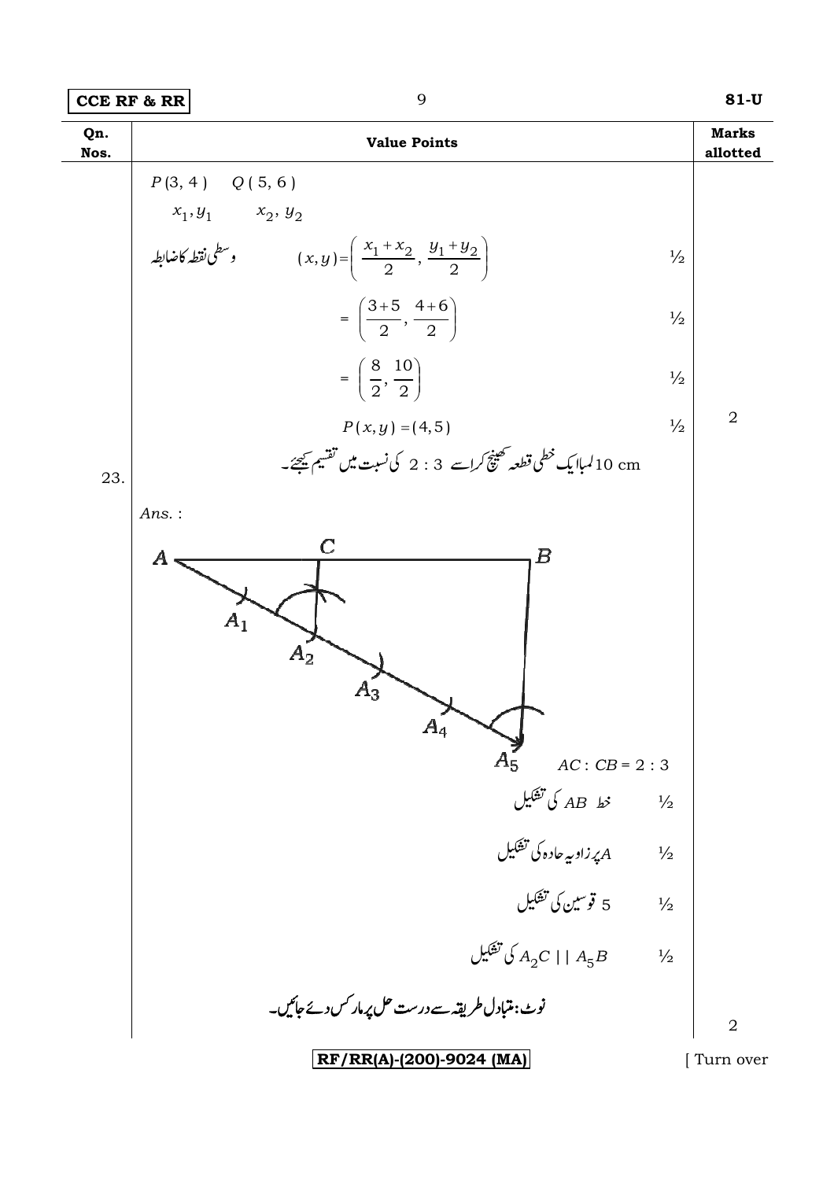| Qn. Nos. | Value Points | Marks allotted |
|---|---|---|
| | $P(3, 4)$ $Q(5, 6)$ | |
| | $x_1, y_1$ $x_2, y_2$ | |
| | وسطی نقطہ کا ضابطہ $(x, y) = \left(\frac{x_1 + x_2}{2}, \frac{y_1 + y_2}{2}\right)$ ½ | |
| | $= \left(\frac{3+5}{2}, \frac{4+6}{2}\right)$ ½ | |
| | $= \left(\frac{8}{2}, \frac{10}{2}\right)$ ½ | |
| | $P(x, y) = (4, 5)$ ½ | 2 |
| 23. | 10 cm لمبا ایک خطی قطعہ کھینچ کر اسے 2 : 3 کی نسبت میں تقسیم کیجئے۔ | |
| | *Ans.* : | |
| | $AC : CB = 2 : 3$ | |
| | خط $AB$ کی تشکیل ½ | |
| | $A$ پر زاویہ حادہ کی تشکیل ½ | |
| | 5 قوسین کی تشکیل ½ | |
| | $A_2C \parallel A_5B$ کی تشکیل ½ | |
| | نوٹ: متبادل طریقہ سے درست حل پر مارکس دیے جائیں۔ | 2 |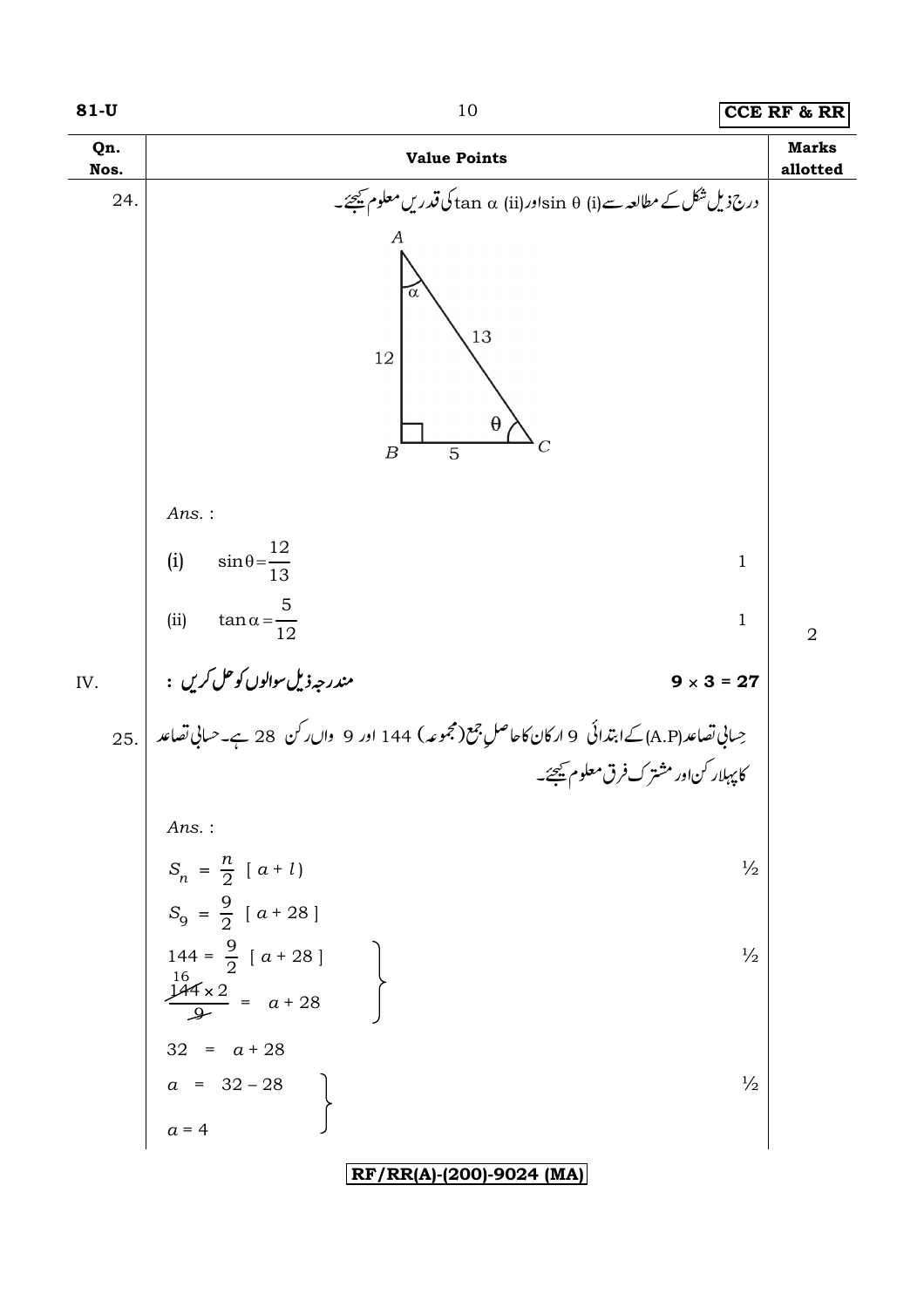| Qn. Nos. | Value Points | Marks allotted |
|---|---|---|
| 24. | درج ذیل شکل کے مطالعہ سے (i) sin θ اور (ii) tan α کی قدریں معلوم کیجئے۔ | |
| | Triangle ABC: AB = 12, AC = 13, BC = 5, right angle at B, angle α at A, angle θ at C | |
| | *Ans.* : | |
| | (i) $\sin\theta = \frac{12}{13}$ — 1 | |
| | (ii) $\tan\alpha = \frac{5}{12}$ — 1 | 2 |
| IV. | مندرجہ ذیل سوالوں کو حل کریں : $9 \times 3 = 27$ | |
| 25. | حِسابی تصاعد (A.P) کے ابتدائی 9 ارکان کا حاصلِ جمع (مجموعہ) 144 اور 9 واں رکن 28 ہے۔ حسابی تصاعد کا پہلا رکن اور مشترک فرق معلوم کیجئے۔ | |
| | *Ans.* : | |
| | $S_n = \frac{n}{2}\,[\,a + l\,]$ — ½ | |
| | $S_9 = \frac{9}{2}\,[\,a + 28\,]$ | |
| | $144 = \frac{9}{2}\,[\,a + 28\,]$ ; $\frac{144 \times 2}{9} = a + 28$ — ½ | |
| | $32 = a + 28$ | |
| | $a = 32 - 28$ ; $a = 4$ — ½ | |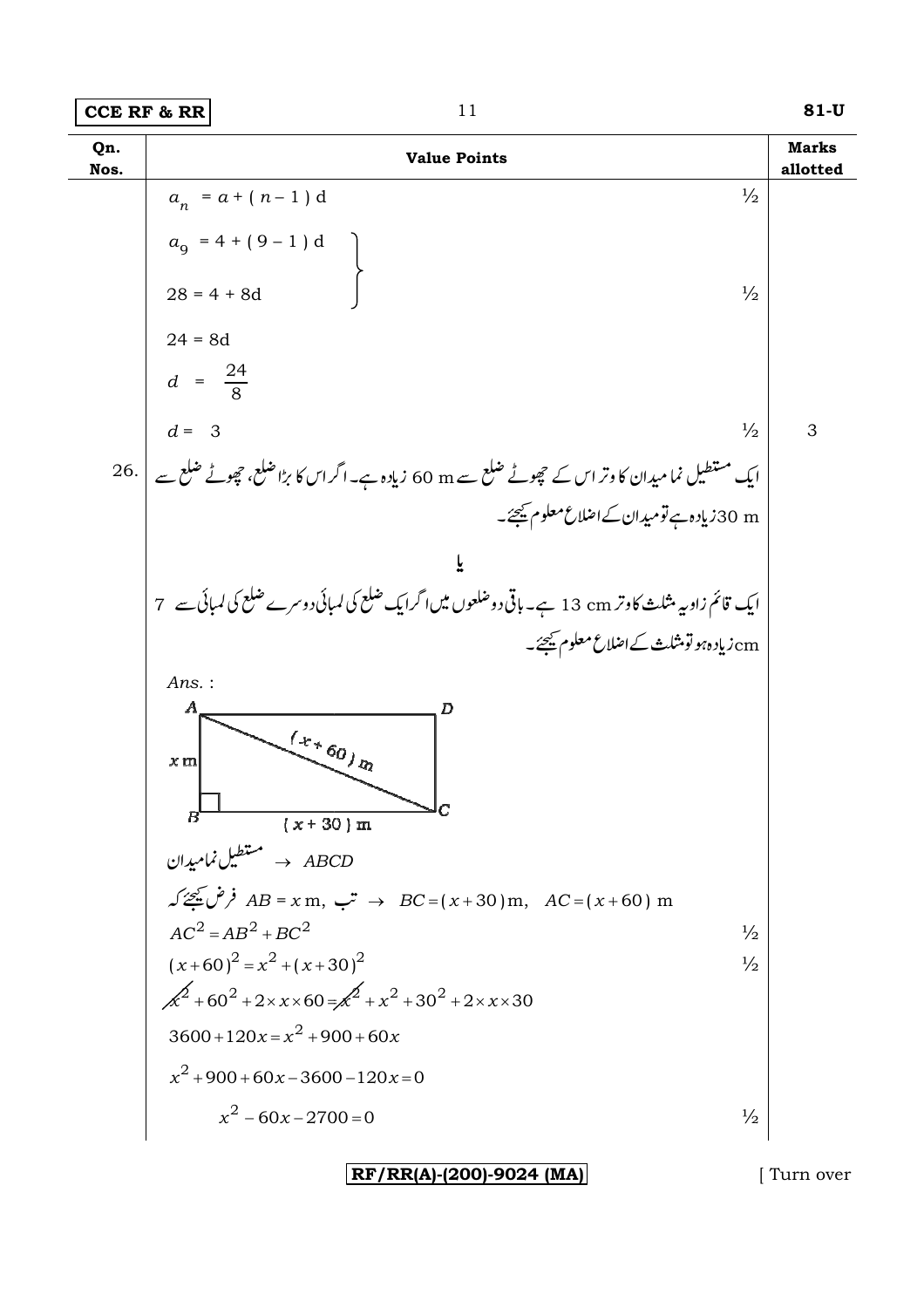| Qn. Nos. | Value Points | Marks allotted |
|---|---|---|
| | $a_n = a + (n-1)d$ ½ | |
| | $a_9 = 4 + (9-1)d$ <br> $28 = 4 + 8d$ ½ | |
| | $24 = 8d$ | |
| | $d = \frac{24}{8}$ | |
| | $d = 3$ ½ | 3 |
| 26. | ایک مستطیل نما میدان کا وتر اس کے چھوٹے ضلع سے 60 m زیادہ ہے۔ اگر اس کا بڑا ضلع، چھوٹے ضلع سے 30 m زیادہ ہے تو میدان کے اضلاع معلوم کیجئے۔ | |
| | **یا** | |
| | ایک قائم زاویہ مثلث کا وتر 13 cm ہے۔ باقی دو ضلعوں میں اگر ایک ضلع کی لمبائی دوسرے ضلع کی لمبائی سے 7 cm زیادہ ہو تو مثلث کے اضلاع معلوم کیجئے۔ | |
| | *Ans.* : | |
| | (Figure: rectangle ABCD with $AB = x$ m, $BC = (x+30)$ m, diagonal $AC = (x+60)$ m) | |
| | مستطیل نما میدان $\rightarrow ABCD$ | |
| | فرض کیجئے کہ $AB = x$ m, تب $\rightarrow BC = (x+30)$ m, $AC = (x+60)$ m | |
| | $AC^2 = AB^2 + BC^2$ ½ | |
| | $(x+60)^2 = x^2 + (x+30)^2$ ½ | |
| | $x^2 + 60^2 + 2 \times x \times 60 = x^2 + x^2 + 30^2 + 2 \times x \times 30$ | |
| | $3600 + 120x = x^2 + 900 + 60x$ | |
| | $x^2 + 900 + 60x - 3600 - 120x = 0$ | |
| | $x^2 - 60x - 2700 = 0$ ½ | |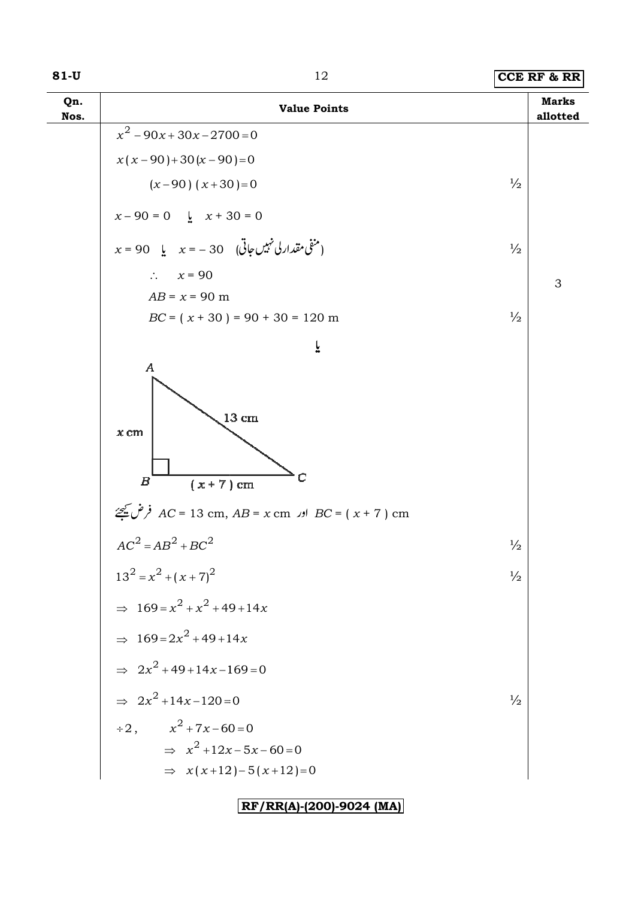| Qn. Nos. | Value Points | | Marks allotted |
|---|---|---|---|
| | $x^2 - 90x + 30x - 2700 = 0$ | | |
| | $x(x-90) + 30(x-90) = 0$ | | |
| | $(x-90)(x+30) = 0$ | ½ | |
| | $x - 90 = 0$ یا $x + 30 = 0$ | | |
| | $x = 90$ یا $x = -30$ (منفی مقدار لی نہیں جاتی) | ½ | |
| | $\therefore \quad x = 90$ | | 3 |
| | $AB = x = 90$ m | | |
| | $BC = (x + 30) = 90 + 30 = 120$ m | ½ | |
| | یا | | |
| | [Figure: right triangle ABC with right angle at B; AB = $x$ cm, BC = $(x+7)$ cm, AC = 13 cm] | | |
| | فرض کیجئے $AC = 13$ cm, $AB = x$ cm اور $BC = (x+7)$ cm | | |
| | $AC^2 = AB^2 + BC^2$ | ½ | |
| | $13^2 = x^2 + (x+7)^2$ | ½ | |
| | $\Rightarrow \; 169 = x^2 + x^2 + 49 + 14x$ | | |
| | $\Rightarrow \; 169 = 2x^2 + 49 + 14x$ | | |
| | $\Rightarrow \; 2x^2 + 49 + 14x - 169 = 0$ | | |
| | $\Rightarrow \; 2x^2 + 14x - 120 = 0$ | ½ | |
| | $\div 2, \quad x^2 + 7x - 60 = 0$ | | |
| | $\Rightarrow \; x^2 + 12x - 5x - 60 = 0$ | | |
| | $\Rightarrow \; x(x+12) - 5(x+12) = 0$ | | |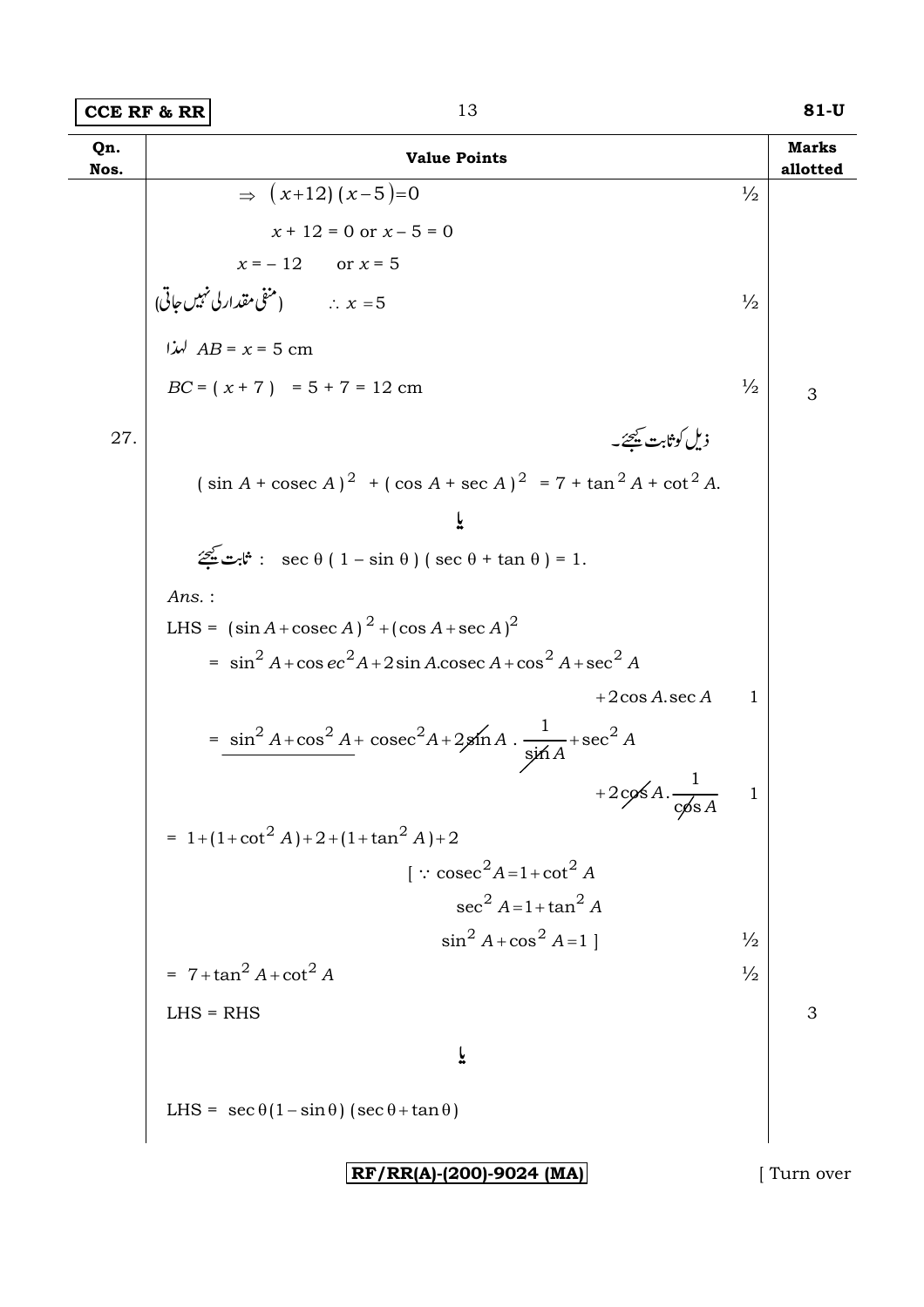| Qn. Nos. | Value Points | Marks allotted |
|---|---|---|
| | $\Rightarrow (x+12)(x-5)=0$ ½ | |
| | $x + 12 = 0$ or $x - 5 = 0$ | |
| | $x = -12$ or $x = 5$ | |
| | (منفی مقدار لی نہیں جاتی) $\therefore x = 5$ ½ | |
| | لہذا $AB = x = 5$ cm | |
| | $BC = (x + 7) = 5 + 7 = 12$ cm ½ | 3 |
| 27. | ذیل کو ثابت کیجئے۔ | |
| | $(\sin A + \operatorname{cosec} A)^2 + (\cos A + \sec A)^2 = 7 + \tan^2 A + \cot^2 A.$ | |
| | یا | |
| | ثابت کیجئے : $\sec\theta(1 - \sin\theta)(\sec\theta + \tan\theta) = 1.$ | |
| | *Ans.* : | |
| | LHS = $(\sin A + \operatorname{cosec} A)^2 + (\cos A + \sec A)^2$ | |
| | $= \sin^2 A + \operatorname{cosec}^2 A + 2\sin A.\operatorname{cosec} A + \cos^2 A + \sec^2 A + 2\cos A.\sec A$ 1 | |
| | $= \underline{\sin^2 A + \cos^2 A} + \operatorname{cosec}^2 A + 2\sin A \cdot \frac{1}{\sin A} + \sec^2 A + 2\cos A \cdot \frac{1}{\cos A}$ 1 | |
| | $= 1 + (1 + \cot^2 A) + 2 + (1 + \tan^2 A) + 2$ | |
| | $[\because \operatorname{cosec}^2 A = 1 + \cot^2 A$, $\sec^2 A = 1 + \tan^2 A$, $\sin^2 A + \cos^2 A = 1]$ ½ | |
| | $= 7 + \tan^2 A + \cot^2 A$ ½ | |
| | LHS = RHS | 3 |
| | یا | |
| | LHS = $\sec\theta(1 - \sin\theta)(\sec\theta + \tan\theta)$ | |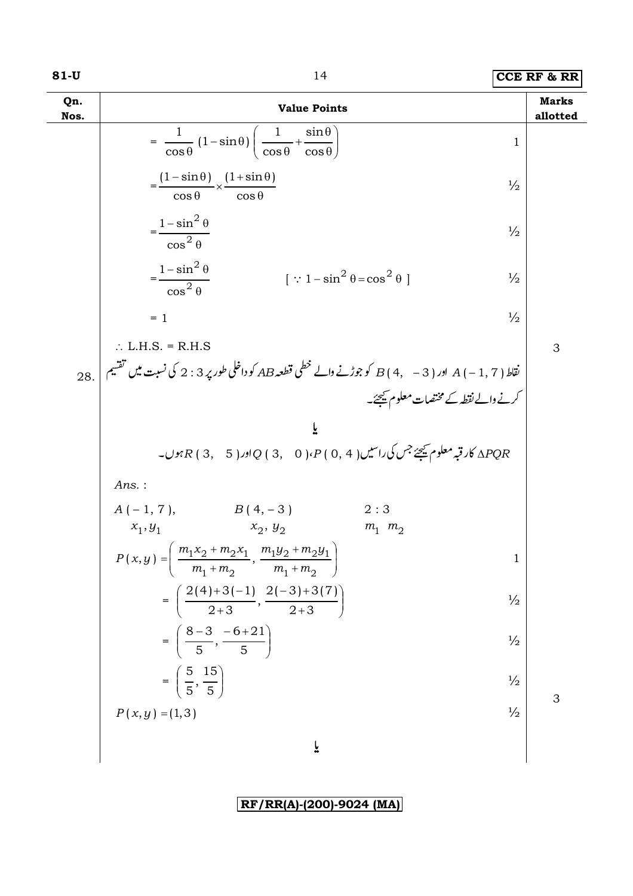| Qn. Nos. | Value Points | Marks allotted |
|---|---|---|
| | $= \dfrac{1}{\cos\theta}(1-\sin\theta)\left(\dfrac{1}{\cos\theta}+\dfrac{\sin\theta}{\cos\theta}\right)$ 1 | |
| | $= \dfrac{(1-\sin\theta)}{\cos\theta} \times \dfrac{(1+\sin\theta)}{\cos\theta}$ ½ | |
| | $= \dfrac{1-\sin^2\theta}{\cos^2\theta}$ ½ | |
| | $= \dfrac{1-\sin^2\theta}{\cos^2\theta}$ $[\because 1-\sin^2\theta = \cos^2\theta]$ ½ | |
| | $= 1$ ½ | |
| | $\therefore$ L.H.S. = R.H.S | 3 |
| 28. | نقاط $A(-1, 7)$ اور $B(4, -3)$ کو جوڑنے والے خطی قطعہ $AB$ کو داخلی طور پر $2:3$ کی نسبت میں تقسیم کرنے والے نقطہ کے مختصات معلوم کیجئے۔ | |
| | **یا** | |
| | $\Delta PQR$ کا رقبہ معلوم کیجئے جس کی راسیں $P(0, 4)$، $Q(3, 0)$ اور $R(3, 5)$ ہوں۔ | |
| | *Ans.* : | |
| | $A(-1, 7)$, $B(4, -3)$ $2:3$ | |
| | $x_1, y_1$ $x_2, y_2$ $m_1 \; m_2$ | |
| | $P(x, y) = \left(\dfrac{m_1x_2 + m_2x_1}{m_1+m_2}, \dfrac{m_1y_2 + m_2y_1}{m_1+m_2}\right)$ 1 | |
| | $= \left(\dfrac{2(4)+3(-1)}{2+3}, \dfrac{2(-3)+3(7)}{2+3}\right)$ ½ | |
| | $= \left(\dfrac{8-3}{5}, \dfrac{-6+21}{5}\right)$ ½ | |
| | $= \left(\dfrac{5}{5}, \dfrac{15}{5}\right)$ ½ | |
| | $P(x, y) = (1, 3)$ ½ | 3 |
| | **یا** | |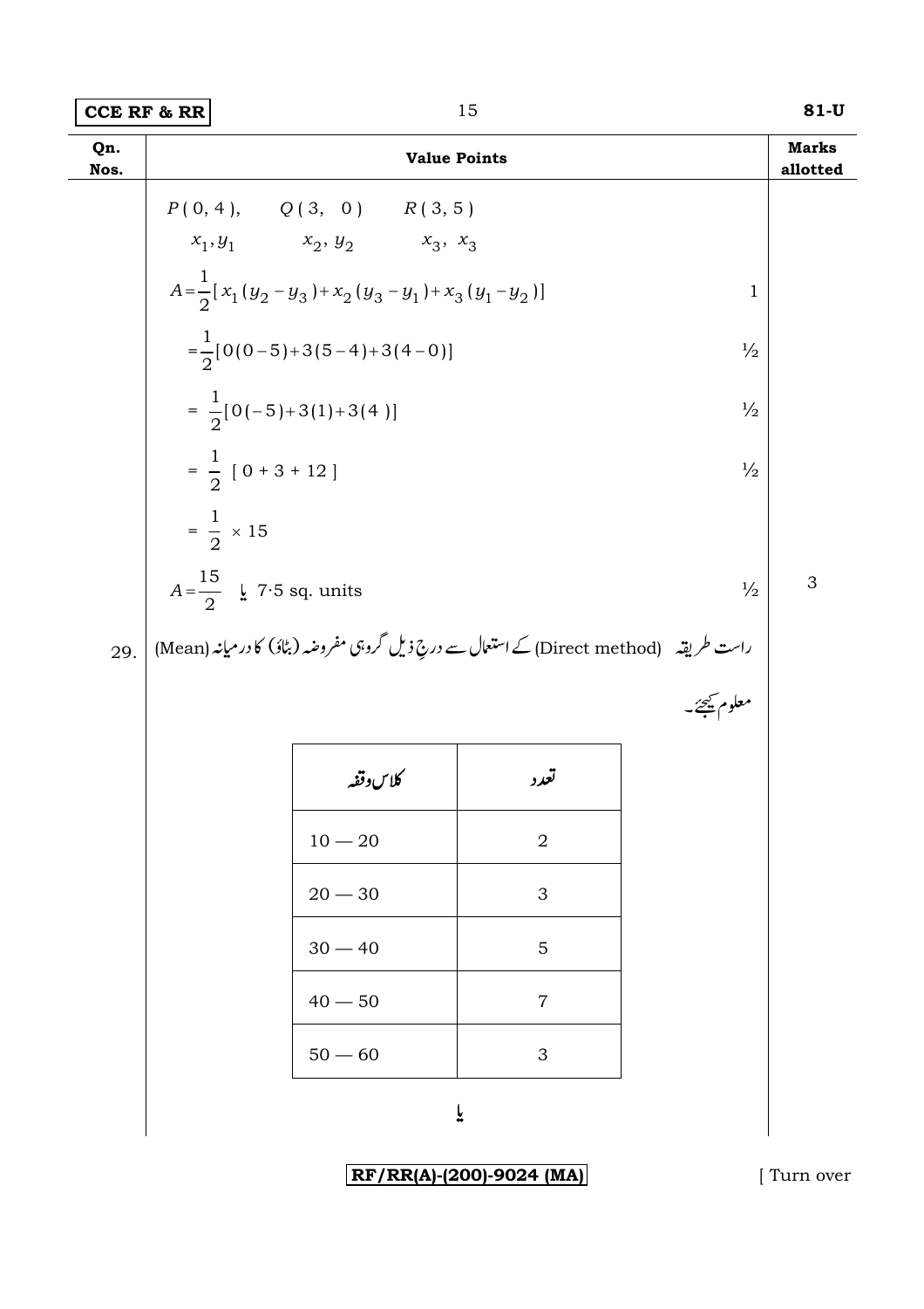| Qn. Nos. | Value Points | | Marks allotted |
|---|---|---|---|
| | $P(0, 4)$, $Q(3, 0)$ $R(3, 5)$ | | |
| | $x_1, y_1$ $x_2, y_2$ $x_3, x_3$ | | |
| | $A = \frac{1}{2}[x_1(y_2 - y_3) + x_2(y_3 - y_1) + x_3(y_1 - y_2)]$ | 1 | |
| | $= \frac{1}{2}[0(0-5) + 3(5-4) + 3(4-0)]$ | ½ | |
| | $= \frac{1}{2}[0(-5) + 3(1) + 3(4)]$ | ½ | |
| | $= \frac{1}{2}[0 + 3 + 12]$ | ½ | |
| | $= \frac{1}{2} \times 15$ | | |
| | $A = \frac{15}{2}$ یا $7 \cdot 5$ sq. units | ½ | 3 |
| 29. | راست طریقہ (Direct method) کے استعمال سے درجِ ذیل گروہی مفروضہ (بٹاؤ) کا درمیانہ (Mean) معلوم کیجئے۔ | | |

| کلاس وقفہ | تعدد |
|---|---|
| 10 — 20 | 2 |
| 20 — 30 | 3 |
| 30 — 40 | 5 |
| 40 — 50 | 7 |
| 50 — 60 | 3 |

یا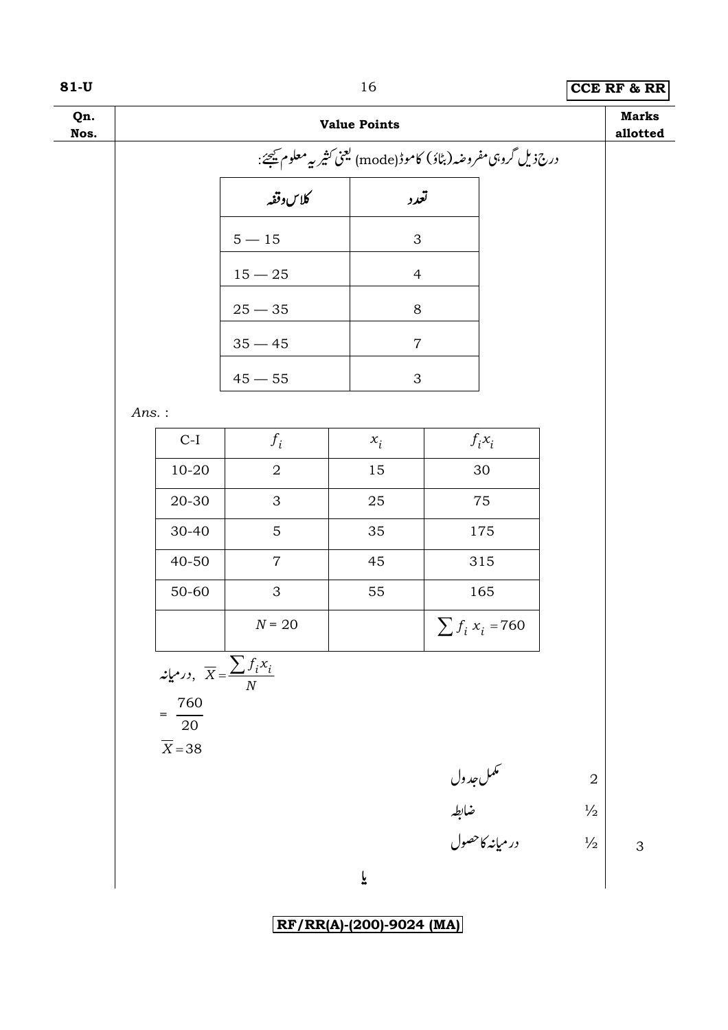| Qn. Nos. | Value Points | Marks allotted |
|---|---|---|

درج ذیل گروہی مفروضہ (بٹاؤ) کا موڈ(mode) یعنی کثیر یہ معلوم کیجئے:

| کلاس وقفہ | تعدد |
|---|---|
| 5 — 15 | 3 |
| 15 — 25 | 4 |
| 25 — 35 | 8 |
| 35 — 45 | 7 |
| 45 — 55 | 3 |

*Ans.* :

| C-I | $f_i$ | $x_i$ | $f_i x_i$ |
|---|---|---|---|
| 10-20 | 2 | 15 | 30 |
| 20-30 | 3 | 25 | 75 |
| 30-40 | 5 | 35 | 175 |
| 40-50 | 7 | 45 | 315 |
| 50-60 | 3 | 55 | 165 |
| | $N = 20$ | | $\sum f_i x_i = 760$ |

درمیانہ, $\overline{X} = \dfrac{\sum f_i x_i}{N}$

$= \dfrac{760}{20}$

$\overline{X} = 38$

| | | |
|---|---|---|
| مکمل جدول | 2 | |
| ضابطہ | ½ | |
| درمیانہ کا حصول | ½ | 3 |

**یا**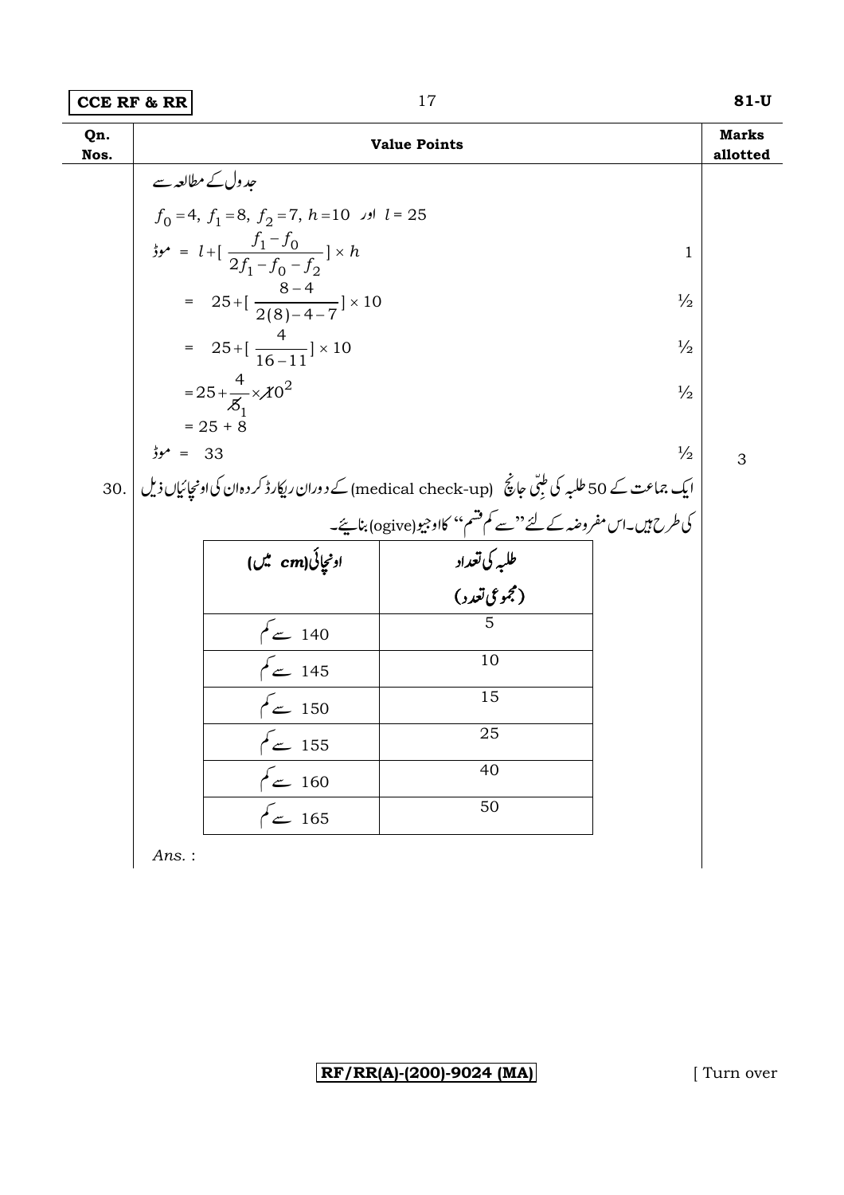| Qn. Nos. | Value Points | Marks allotted |
|---|---|---|

جدول کے مطالعہ سے

$f_0 = 4,\ f_1 = 8,\ f_2 = 7,\ h = 10$ اور $l = 25$

موڈ $= l + [\dfrac{f_1 - f_0}{2f_1 - f_0 - f_2}] \times h$ — 1

$= 25 + [\dfrac{8-4}{2(8)-4-7}] \times 10$ — ½

$= 25 + [\dfrac{4}{16-11}] \times 10$ — ½

$= 25 + \dfrac{4}{5} \times 10$ — ½

$= 25 + 8$

موڈ $= 33$ — ½ — 3

30. ایک جماعت کے 50 طلبہ کی طبّی جانچ (medical check-up) کے دوران ریکارڈ کردہ ان کی اونچائیاں ذیل کی طرح ہیں۔اس مفروضہ کے لئے "سے کم قسم" کااوجیو(ogive) بنائیے۔

| اونچائی(cm میں) | طلبہ کی تعداد (مجموعی تعدد) |
|---|---|
| 140 سے کم | 5 |
| 145 سے کم | 10 |
| 150 سے کم | 15 |
| 155 سے کم | 25 |
| 160 سے کم | 40 |
| 165 سے کم | 50 |

*Ans.* :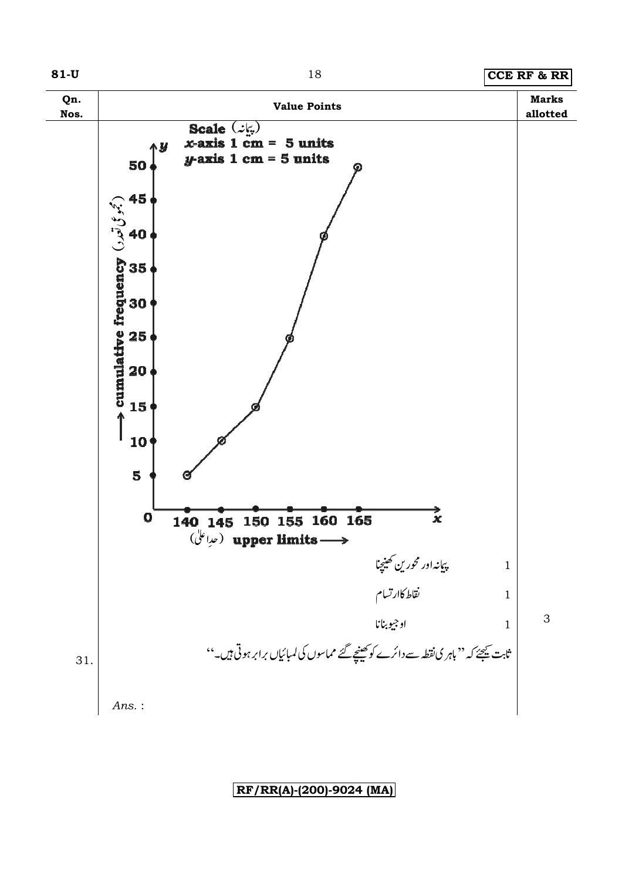| Qn. Nos. | Value Points | | Marks allotted |
|---|---|---|---|
| | **Scale** (پیمانہ) $x$-axis 1 cm = 5 units; $y$-axis 1 cm = 5 units | | |
| | پیمانہ اور محورین کھینچنا | 1 | |
| | نقاط کا ارتسام | 1 | |
| | اوجیو بنانا | 1 | 3 |
| 31. | ثابت کیجئے کہ ''باہری نقطہ سے دائرے کو کھینچے گئے مماسوں کی لمبائیاں برابر ہوتی ہیں۔'' | | |
| | *Ans.* : | | |

Graph axes: $y$-axis — cumulative frequency (مجموعی تعدد): 0, 5, 10, 15, 20, 25, 30, 35, 40, 45, 50; $x$-axis — upper limits (حدِ اعلیٰ): 140, 145, 150, 155, 160, 165.

Plotted points: (140, 5), (145, 10), (150, 15), (155, 25), (160, 40), (165, 50).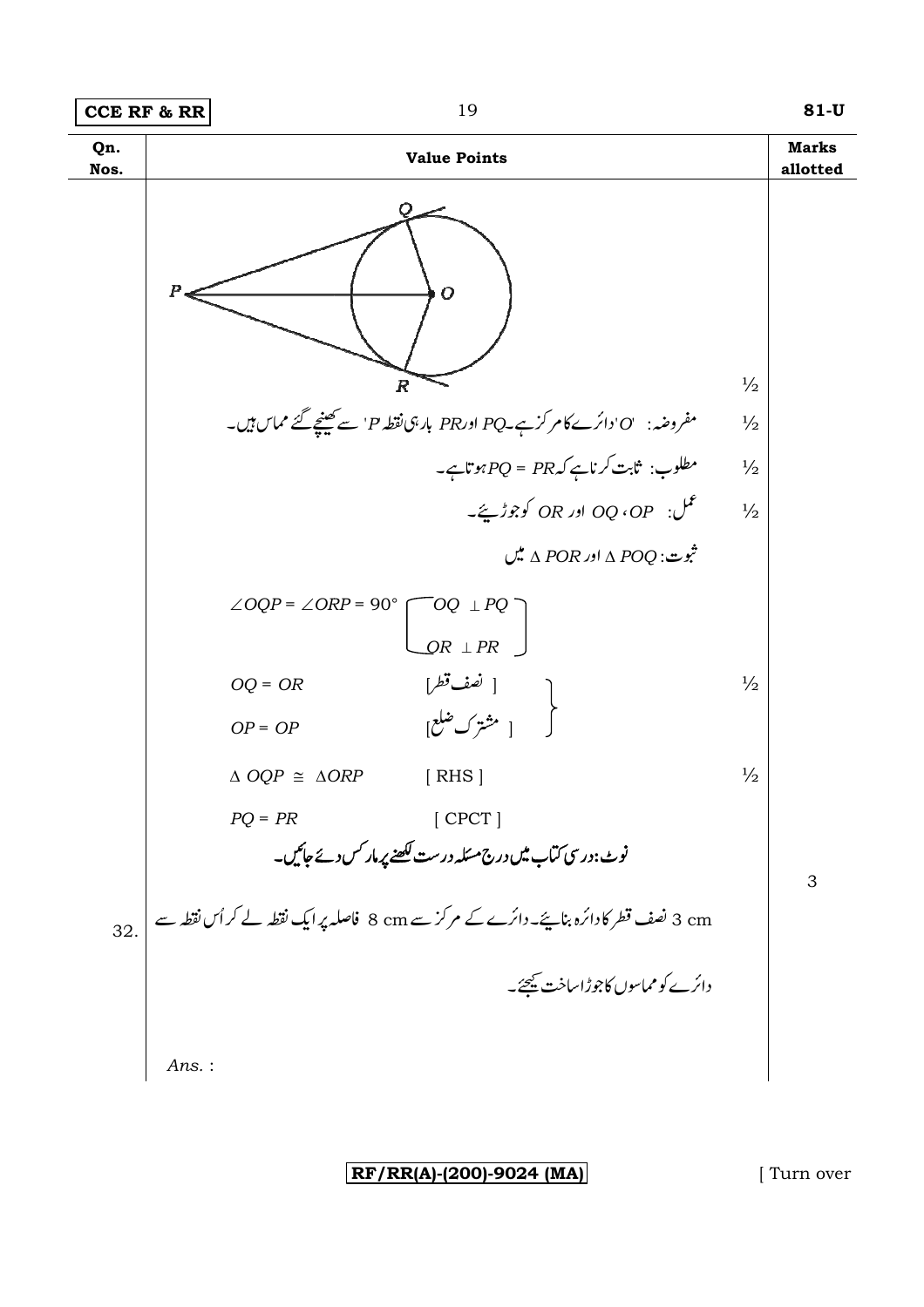| Qn. Nos. | Value Points | Marks allotted |
|---|---|---|
| | (Figure: circle with centre O, tangents PQ and PR from external point P; OQ, OP, OR joined) ½ | |
| | مفروضہ: 'O' دائرے کا مرکز ہے۔ $PQ$ اور $PR$ بارہی نقطہ 'P' سے کھینچے گئے مماس ہیں۔ ½ | |
| | مطلوب: ثابت کرنا ہے کہ $PQ = PR$ ہوتا ہے۔ ½ | |
| | عمل: $OP$، $OQ$ اور $OR$ کو جوڑیئے۔ ½ | |
| | ثبوت: $\Delta POQ$ اور $\Delta POR$ میں | |
| | $\angle OQP = \angle ORP = 90^\circ$ $\begin{bmatrix} OQ \perp PQ \\ OR \perp PR \end{bmatrix}$ | |
| | $OQ = OR$ [ نصف قطر ] ; $OP = OP$ [ مشترک ضلع ] ½ | |
| | $\Delta\ OQP \cong \Delta ORP$ [ RHS ] ½ | |
| | $PQ = PR$ [ CPCT ] | |
| | نوٹ: درسی کتاب میں درج مسئلہ درست لکھنے پر مارکس دئے جائیں۔ | 3 |
| 32. | 3 cm نصف قطر کا دائرہ بنائیے۔ دائرے کے مرکز سے 8 cm فاصلہ پر ایک نقطہ لے کر اُس نقطہ سے دائرے کو مماسوں کا جوڑا ساخت کیجئے۔ | |
| | *Ans.* : | |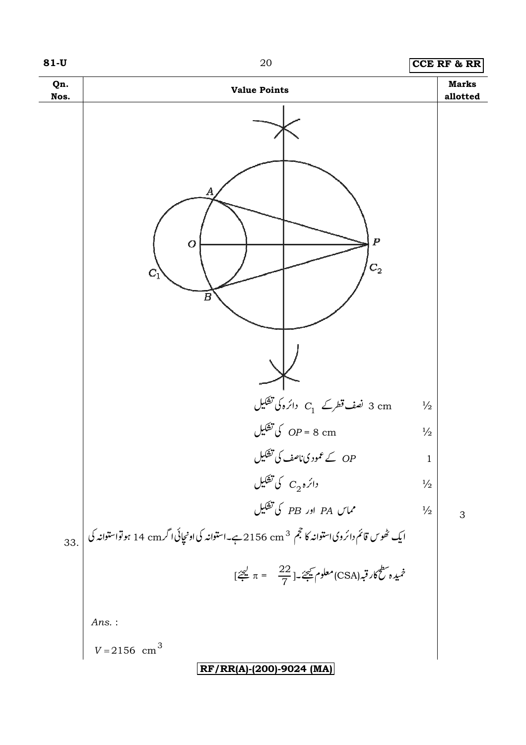| Qn. Nos. | Value Points | Marks allotted |
|---|---|---|
| | $C_1$ دائرہ کی تشکیل 3 cm نصف قطر کے | ½ |
| | $OP$ = 8 cm کی تشکیل | ½ |
| | $OP$ کے عمودی ناصف کی تشکیل | 1 |
| | دائرہ $C_2$ کی تشکیل | ½ |
| | مماس $PA$ اور $PB$ کی تشکیل | ½ |
| | | 3 |
| 33. | ایک ٹھوس قائم دائروی استوانہ کا حجم 2156 cm$^3$ ہے۔ استوانہ کی اونچائی اگر 14 cm ہو تو استوانہ کی خمیدہ سطح کا رقبہ (CSA) معلوم کیجئے۔ [ $\pi = \frac{22}{7}$ لیجئے ] | |
| | *Ans.* : | |
| | $V = 2156 \text{ cm}^3$ | |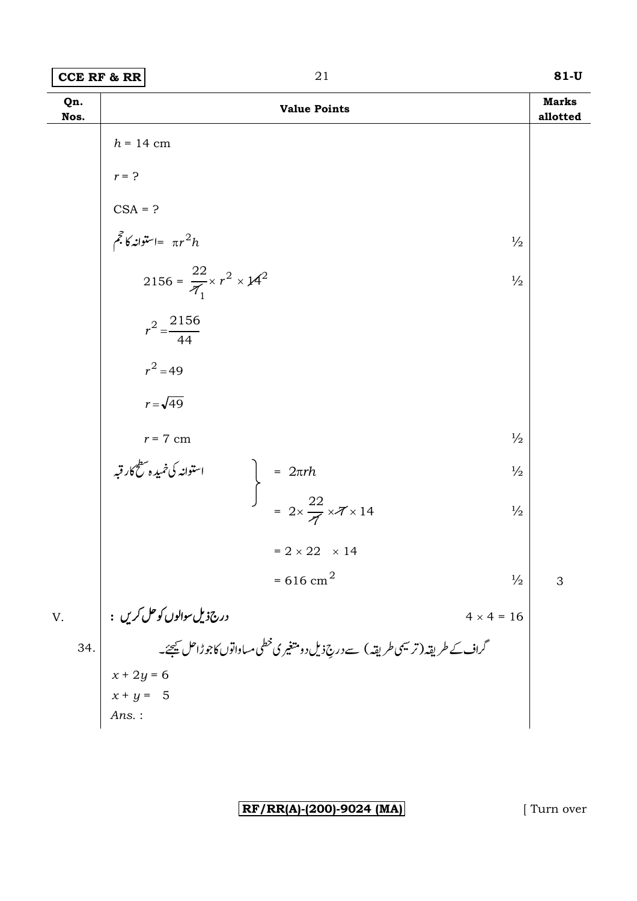| Qn. Nos. | Value Points | Marks allotted |
|---|---|---|
| | $h = 14$ cm | |
| | $r = ?$ | |
| | CSA = ? | |
| | استوانہ کا حجم $= \pi r^2 h$ | ½ |
| | $2156 = \frac{22}{7_1} \times r^2 \times 14^2$ | ½ |
| | $r^2 = \frac{2156}{44}$ | |
| | $r^2 = 49$ | |
| | $r = \sqrt{49}$ | |
| | $r = 7$ cm | ½ |
| | استوانہ کی خمیدہ سطح کا رقبہ $= 2\pi rh$ | ½ |
| | $= 2 \times \frac{22}{7} \times 7 \times 14$ | ½ |
| | $= 2 \times 22 \times 14$ | |
| | $= 616$ cm$^2$ | ½ 3 |
| V. | درج ذیل سوالوں کو حل کریں : $4 \times 4 = 16$ | |
| 34. | گراف کے طریقہ (ترسیمی طریقہ) سے درجِ ذیل دو متغیری خطی مساواتوں کا جوڑا حل کیجئے۔ $x + 2y = 6$ $x + y = 5$ *Ans.* : | |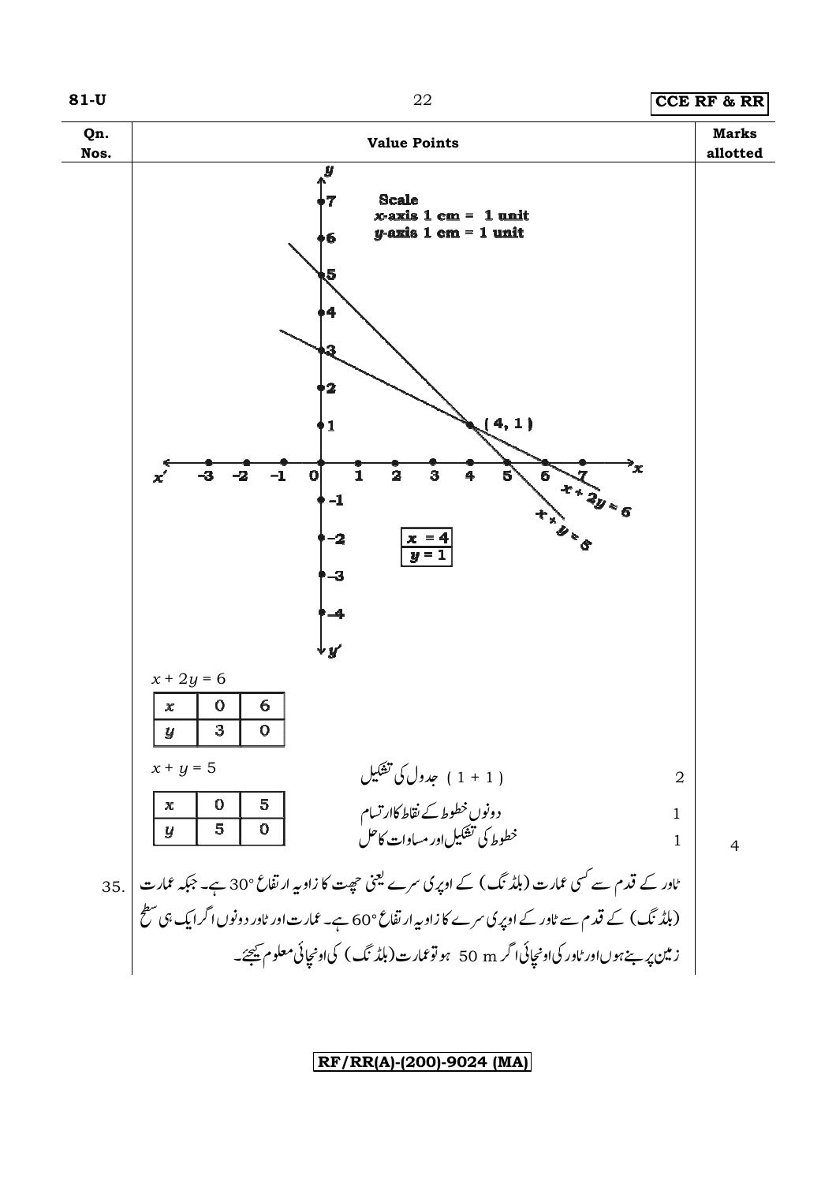| Qn. Nos. | Value Points | Marks allotted |
|---|---|---|

Scale
$x$-axis 1 cm = 1 unit
$y$-axis 1 cm = 1 unit

(4, 1)

$x + 2y = 6$

$x + y = 5$

$x = 4$
$y = 1$

$x + 2y = 6$

| $x$ | 0 | 6 |
|---|---|---|
| $y$ | 3 | 0 |

$x + y = 5$

| $x$ | 0 | 5 |
|---|---|---|
| $y$ | 5 | 0 |

| | |
|---|---|
| جدول کی تشکیل ( 1 + 1 ) | 2 |
| دونوں خطوط کے نقاط کا ارتسام | 1 |
| خطوط کی تشکیل اور مساوات کا حل | 1 |
| | **4** |

35. ٹاور کے قدم سے کسی عمارت (بلڈنگ) کے اوپری سرے یعنی چھت کا زاویہ ارتفاع 30° ہے۔ جبکہ عمارت (بلڈنگ) کے قدم سے ٹاور کے اوپری سرے کا زاویہ ارتفاع 60° ہے۔ عمارت اور ٹاور دونوں اگر ایک ہی سطح زمین پر بنے ہوں اور ٹاور کی اونچائی اگر 50 m ہو تو عمارت (بلڈنگ) کی اونچائی معلوم کیجئے۔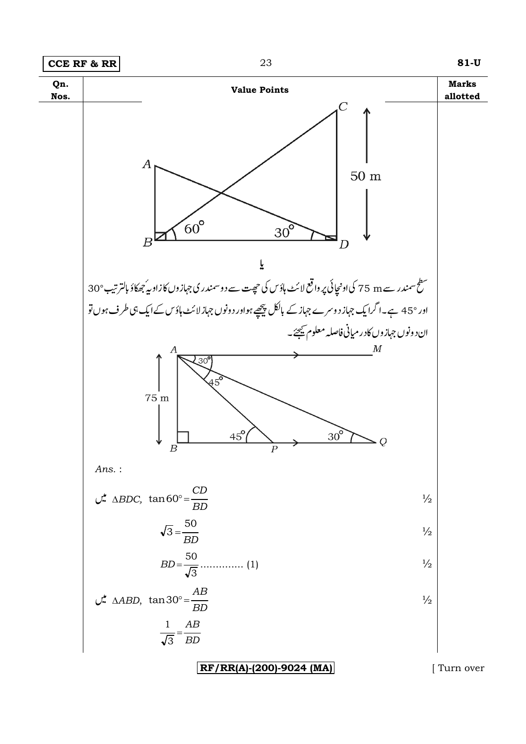| Qn. Nos. | Value Points | Marks allotted |
|---|---|---|
| | یا | |
| | سطح سمندر سے 75 m کی اونچائی پر واقع لائٹ ہاؤس کی چھت سے دو سمندری جہازوں کا زاویہ جھکاؤ بالترتیب 30° اور 45° ہے۔ اگر ایک جہاز دوسرے جہاز کے بالکل پیچھے ہو اور دونوں جہاز لائٹ ہاؤس کے ایک ہی طرف ہوں تو ان دونوں جہازوں کا درمیانی فاصلہ معلوم کیجئے۔ | |
| | *Ans.* : | |
| | $\Delta BDC$ میں, $\tan 60° = \dfrac{CD}{BD}$ | ½ |
| | $\sqrt{3} = \dfrac{50}{BD}$ | ½ |
| | $BD = \dfrac{50}{\sqrt{3}}$ ............. (1) | ½ |
| | $\Delta ABD$ میں, $\tan 30° = \dfrac{AB}{BD}$ | ½ |
| | $\dfrac{1}{\sqrt{3}} = \dfrac{AB}{BD}$ | |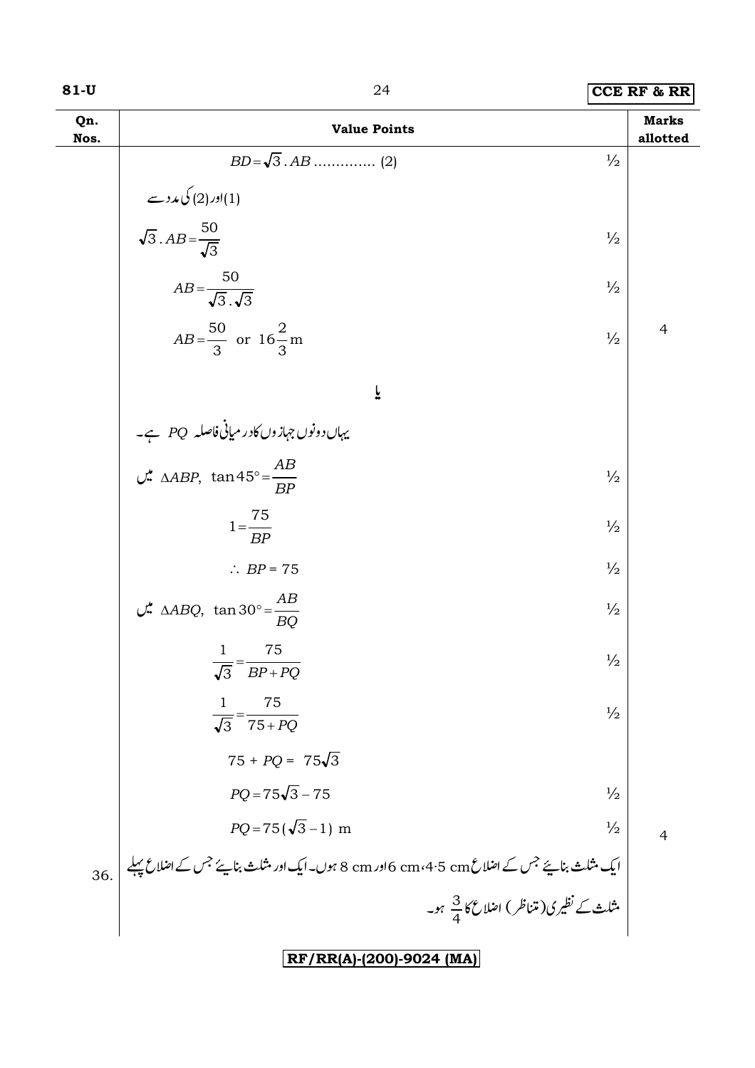| Qn. Nos. | Value Points | | Marks allotted |
|---|---|---|---|
| | $BD = \sqrt{3} \,.\, AB$ ............. (2) | ½ | |
| | (1)اور(2) کی مدد سے | | |
| | $\sqrt{3} \,.\, AB = \dfrac{50}{\sqrt{3}}$ | ½ | |
| | $AB = \dfrac{50}{\sqrt{3} \,.\, \sqrt{3}}$ | ½ | |
| | $AB = \dfrac{50}{3}$ or $16\dfrac{2}{3}$ m | ½ | 4 |
| | **یا** | | |
| | یہاں دونوں جہازوں کا درمیانی فاصلہ $PQ$ ہے۔ | | |
| | $\Delta ABP$ میں، $\tan 45° = \dfrac{AB}{BP}$ | ½ | |
| | $1 = \dfrac{75}{BP}$ | ½ | |
| | $\therefore \; BP = 75$ | ½ | |
| | $\Delta ABQ$ میں، $\tan 30° = \dfrac{AB}{BQ}$ | ½ | |
| | $\dfrac{1}{\sqrt{3}} = \dfrac{75}{BP + PQ}$ | ½ | |
| | $\dfrac{1}{\sqrt{3}} = \dfrac{75}{75 + PQ}$ | ½ | |
| | $75 + PQ = 75\sqrt{3}$ | | |
| | $PQ = 75\sqrt{3} - 75$ | ½ | |
| | $PQ = 75(\sqrt{3} - 1)$ m | ½ | 4 |
| 36. | ایک مثلث بنائیے جس کے اضلاع 6 cm، 4·5 cm اور 8 cm ہوں۔ ایک اور مثلث بنائیے جس کے اضلاع پہلے مثلث کے نظیری (متناظر) اضلاع کا $\dfrac{3}{4}$ ہو۔ | | |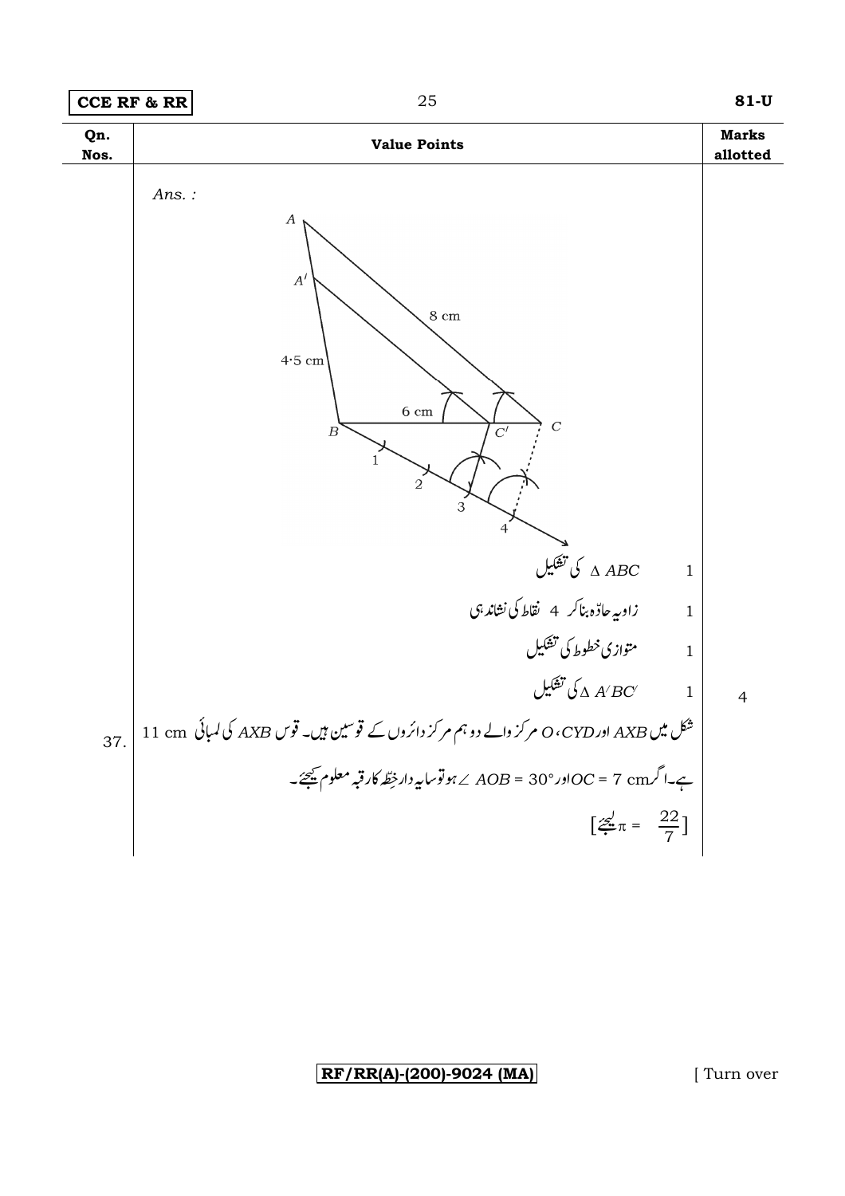| Qn. Nos. | Value Points | | Marks allotted |
|---|---|---|---|
| | *Ans. :* | | |
| | $\Delta\, ABC$ کی تشکیل | 1 | |
| | زاویہ حادّہ بناکر 4 نقاط کی نشاندہی | 1 | |
| | متوازی خطوط کی تشکیل | 1 | |
| | $\Delta\, A'BC'$ کی تشکیل | 1 | 4 |
| 37. | شکل میں AXB اور CYD ، O مرکز والے دو ہم مرکز دائروں کے قوسین ہیں۔ قوس AXB کی لمبائی 11 cm ہے۔ اگر $OC = 7$ cm اور $\angle\, AOB = 30°$ ہو تو سایہ دار خطّہ کا رقبہ معلوم کیجئے۔ | | |
| | [ لیجئے $\pi = \frac{22}{7}$ ] | | |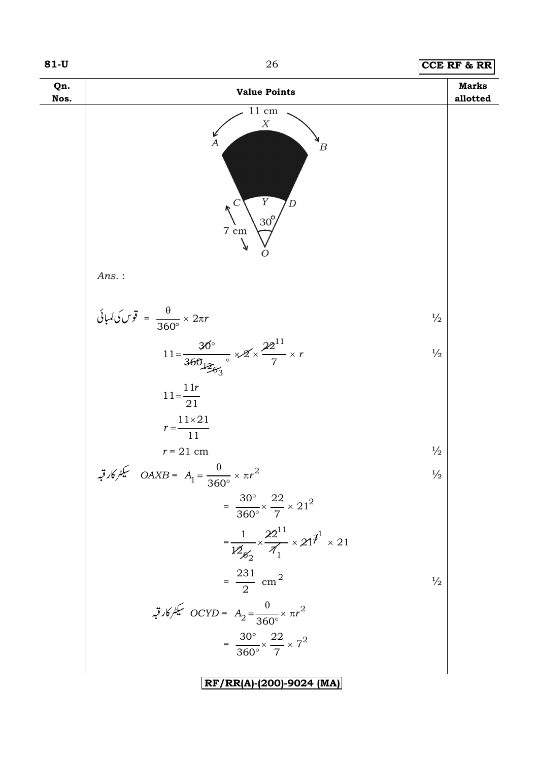| Qn. Nos. | Value Points | Marks allotted |
|---|---|---|

11 cm, X, A, B, C, Y, D, 30°, 7 cm, O

*Ans.* :

قوس کی لمبائی $= \dfrac{\theta}{360^\circ} \times 2\pi r$ ½

$11 = \dfrac{30^\circ}{360^\circ} \times 2 \times \dfrac{22}{7} \times r$ ½

$11 = \dfrac{11r}{21}$

$r = \dfrac{11 \times 21}{11}$

$r = 21$ cm ½

سیکٹر کا رقبہ $OAXB = A_1 = \dfrac{\theta}{360^\circ} \times \pi r^2$ ½

$= \dfrac{30^\circ}{360^\circ} \times \dfrac{22}{7} \times 21^2$

$= \dfrac{1}{12} \times \dfrac{22}{7} \times 21 \times 21$

$= \dfrac{231}{2}$ cm$^2$ ½

سیکٹر کا رقبہ $OCYD = A_2 = \dfrac{\theta}{360^\circ} \times \pi r^2$

$= \dfrac{30^\circ}{360^\circ} \times \dfrac{22}{7} \times 7^2$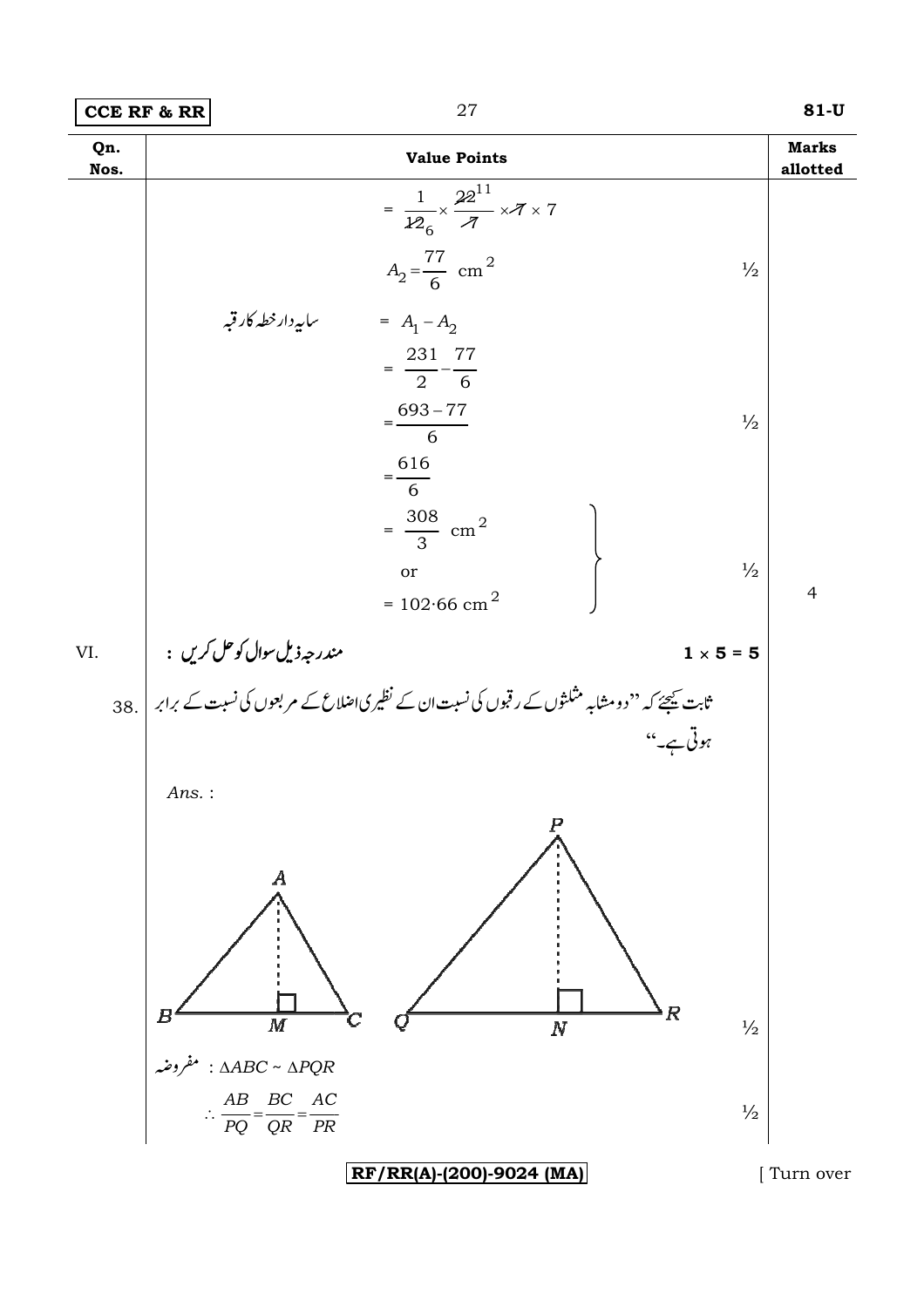| Qn. Nos. | Value Points | Marks allotted |
|---|---|---|
| | $= \frac{1}{12_6} \times \frac{22^{11}}{7} \times 7 \times 7$ | |
| | $A_2 = \frac{77}{6}$ cm$^2$ | ½ |
| | سایہ دار خطہ کا رقبہ $= A_1 - A_2$ | |
| | $= \frac{231}{2} - \frac{77}{6}$ | |
| | $= \frac{693 - 77}{6}$ | ½ |
| | $= \frac{616}{6}$ | |
| | $= \frac{308}{3}$ cm$^2$ or $= 102 \cdot 66$ cm$^2$ | ½ |
| | | 4 |
| VI. | مندرجہ ذیل سوال کو حل کریں : | 1 × 5 = 5 |
| 38. | ثابت کیجئے کہ "دو مشابہ مثلثوں کے رقبوں کی نسبت ان کے نظیری اضلاع کے مربعوں کی نسبت کے برابر ہوتی ہے۔" | |
| | *Ans.* : | |
| | (Figure: triangles ABC with altitude AM and PQR with altitude PN) | ½ |
| | مفروضہ : $\Delta ABC \sim \Delta PQR$ | |
| | $\therefore \frac{AB}{PQ} = \frac{BC}{QR} = \frac{AC}{PR}$ | ½ |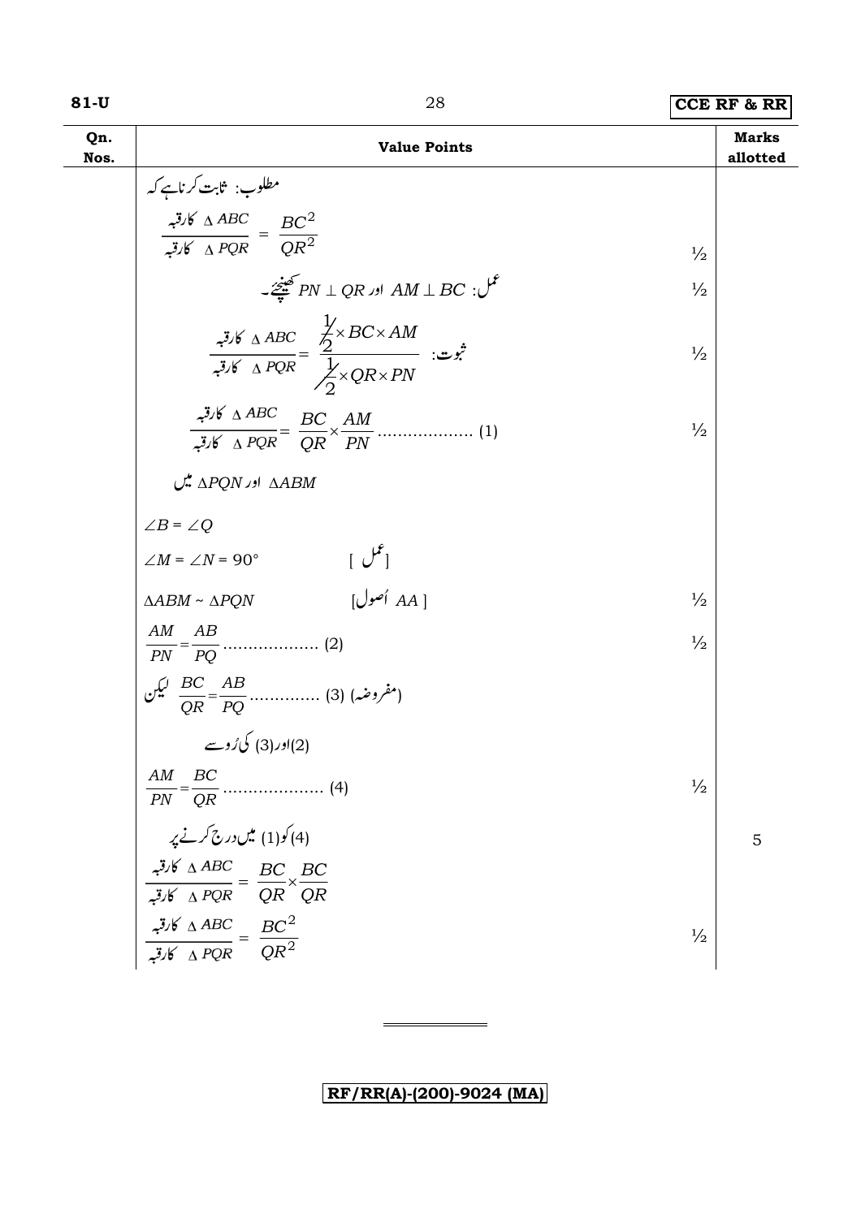| Qn. Nos. | Value Points | | Marks allotted |
|---|---|---|---|
| | مطلوب: ثابت کرنا ہے کہ | | |
| | $\frac{\text{کارقبہ } \Delta ABC}{\text{کارقبہ } \Delta PQR} = \frac{BC^2}{QR^2}$ | ½ | |
| | عمل: $AM \perp BC$ اور $PN \perp QR$ کھینچیے۔ | ½ | |
| | ثبوت: $\frac{\text{کارقبہ } \Delta ABC}{\text{کارقبہ } \Delta PQR} = \frac{\frac{1}{2} \times BC \times AM}{\frac{1}{2} \times QR \times PN}$ | ½ | |
| | $\frac{\text{کارقبہ } \Delta ABC}{\text{کارقبہ } \Delta PQR} = \frac{BC}{QR} \times \frac{AM}{PN}$ .................. (1) | ½ | |
| | $\Delta ABM$ اور $\Delta PQN$ میں | | |
| | $\angle B = \angle Q$ | | |
| | $\angle M = \angle N = 90°$ [ عمل ] | | |
| | $\Delta ABM \sim \Delta PQN$ [ AA اُصول ] | ½ | |
| | $\frac{AM}{PN} = \frac{AB}{PQ}$ .................. (2) | ½ | |
| | لیکن $\frac{BC}{QR} = \frac{AB}{PQ}$ ............. (3) (مفروضہ) | | |
| | (2)اور(3) کی رُو سے | | |
| | $\frac{AM}{PN} = \frac{BC}{QR}$ .................... (4) | ½ | |
| | (4) کو(1) میں درج کرنے پر | | 5 |
| | $\frac{\text{کارقبہ } \Delta ABC}{\text{کارقبہ } \Delta PQR} = \frac{BC}{QR} \times \frac{BC}{QR}$ | | |
| | $\frac{\text{کارقبہ } \Delta ABC}{\text{کارقبہ } \Delta PQR} = \frac{BC^2}{QR^2}$ | ½ | |

RF/RR(A)-(200)-9024 (MA)